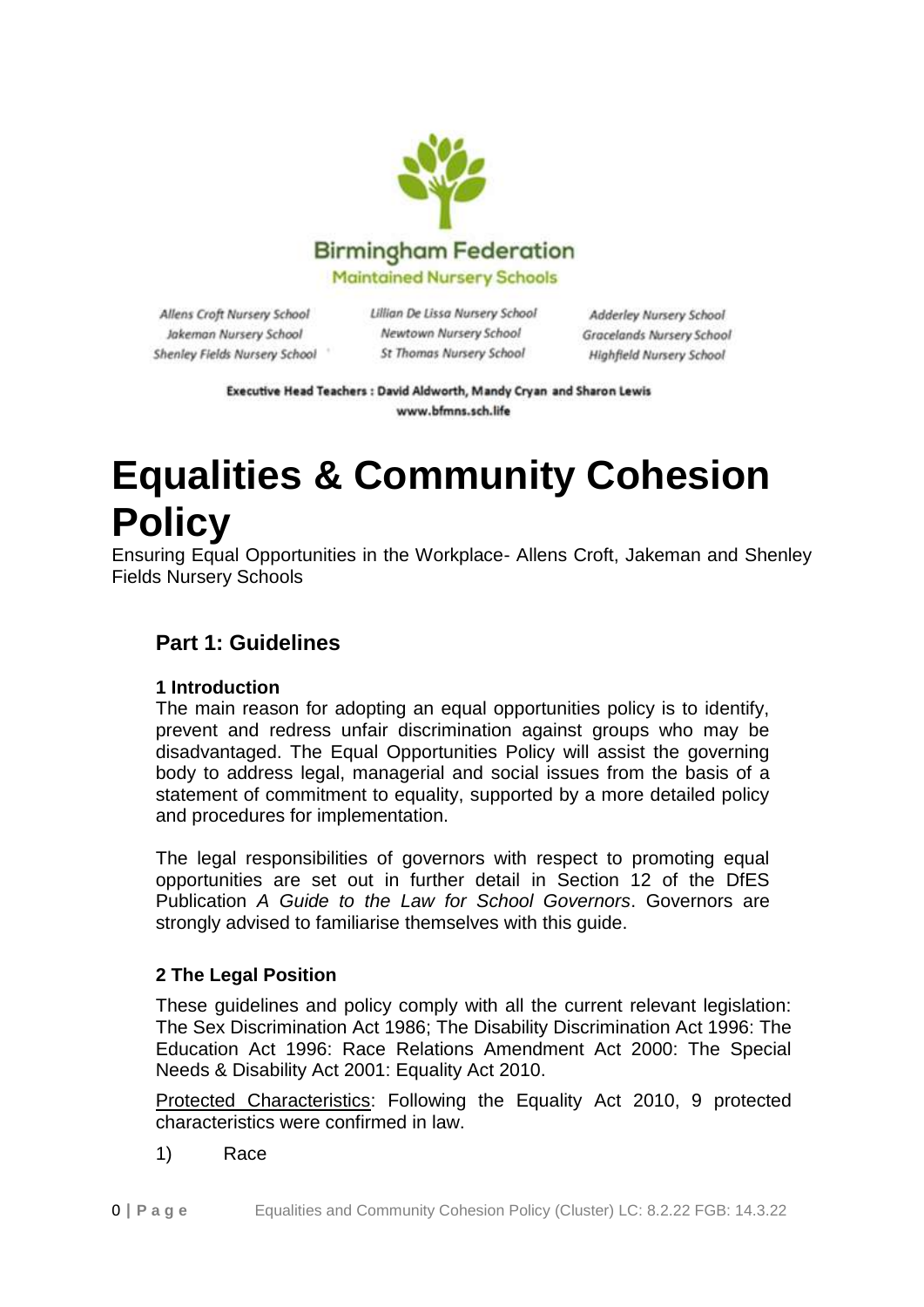Birmingham Federation

Maintained Nursery Schools

Allens Croft Nursery School
Jakeman Nursery School
Shenley Fields Nursery School

Lillian De Lissa Nursery School
Newtown Nursery School
St Thomas Nursery School

Adderley Nursery School
Gracelands Nursery School
Highfield Nursery School

**Executive Head Teachers : David Aldworth, Mandy Cryan and Sharon Lewis**
**www.bfmns.sch.life**

# Equalities & Community Cohesion Policy

Ensuring Equal Opportunities in the Workplace- Allens Croft, Jakeman and Shenley Fields Nursery Schools

## Part 1: Guidelines

### 1 Introduction

The main reason for adopting an equal opportunities policy is to identify, prevent and redress unfair discrimination against groups who may be disadvantaged. The Equal Opportunities Policy will assist the governing body to address legal, managerial and social issues from the basis of a statement of commitment to equality, supported by a more detailed policy and procedures for implementation.

The legal responsibilities of governors with respect to promoting equal opportunities are set out in further detail in Section 12 of the DfES Publication *A Guide to the Law for School Governors*. Governors are strongly advised to familiarise themselves with this guide.

### 2 The Legal Position

These guidelines and policy comply with all the current relevant legislation: The Sex Discrimination Act 1986; The Disability Discrimination Act 1996: The Education Act 1996: Race Relations Amendment Act 2000: The Special Needs & Disability Act 2001: Equality Act 2010.

Protected Characteristics: Following the Equality Act 2010, 9 protected characteristics were confirmed in law.

1) Race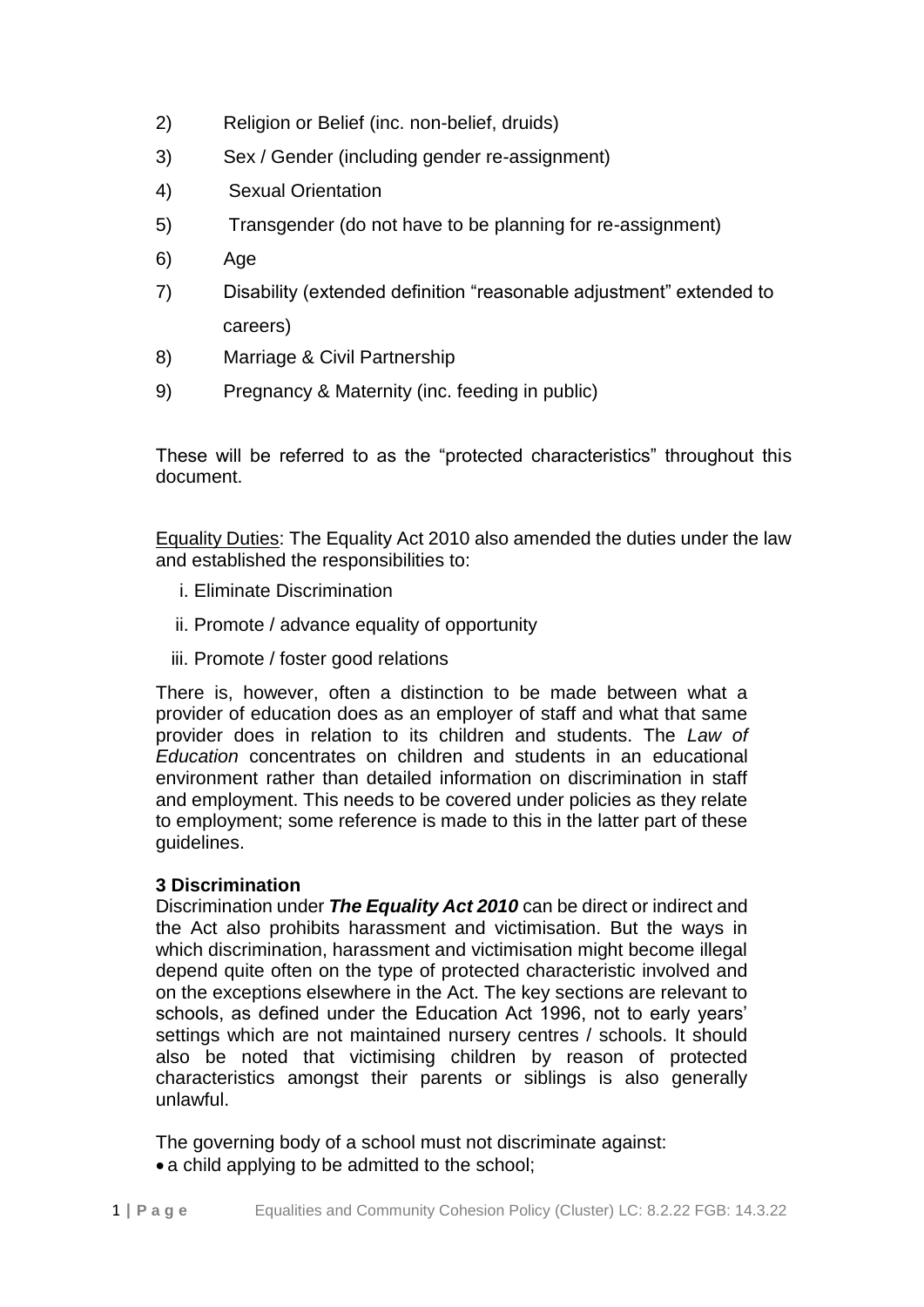2) Religion or Belief (inc. non-belief, druids)
3) Sex / Gender (including gender re-assignment)
4) Sexual Orientation
5) Transgender (do not have to be planning for re-assignment)
6) Age
7) Disability (extended definition "reasonable adjustment" extended to careers)
8) Marriage & Civil Partnership
9) Pregnancy & Maternity (inc. feeding in public)

These will be referred to as the "protected characteristics" throughout this document.

<u>Equality Duties</u>: The Equality Act 2010 also amended the duties under the law and established the responsibilities to:

i. Eliminate Discrimination

ii. Promote / advance equality of opportunity

iii. Promote / foster good relations

There is, however, often a distinction to be made between what a provider of education does as an employer of staff and what that same provider does in relation to its children and students. The *Law of Education* concentrates on children and students in an educational environment rather than detailed information on discrimination in staff and employment. This needs to be covered under policies as they relate to employment; some reference is made to this in the latter part of these guidelines.

**3 Discrimination**

Discrimination under ***The Equality Act 2010*** can be direct or indirect and the Act also prohibits harassment and victimisation. But the ways in which discrimination, harassment and victimisation might become illegal depend quite often on the type of protected characteristic involved and on the exceptions elsewhere in the Act. The key sections are relevant to schools, as defined under the Education Act 1996, not to early years' settings which are not maintained nursery centres / schools. It should also be noted that victimising children by reason of protected characteristics amongst their parents or siblings is also generally unlawful.

The governing body of a school must not discriminate against:

- a child applying to be admitted to the school;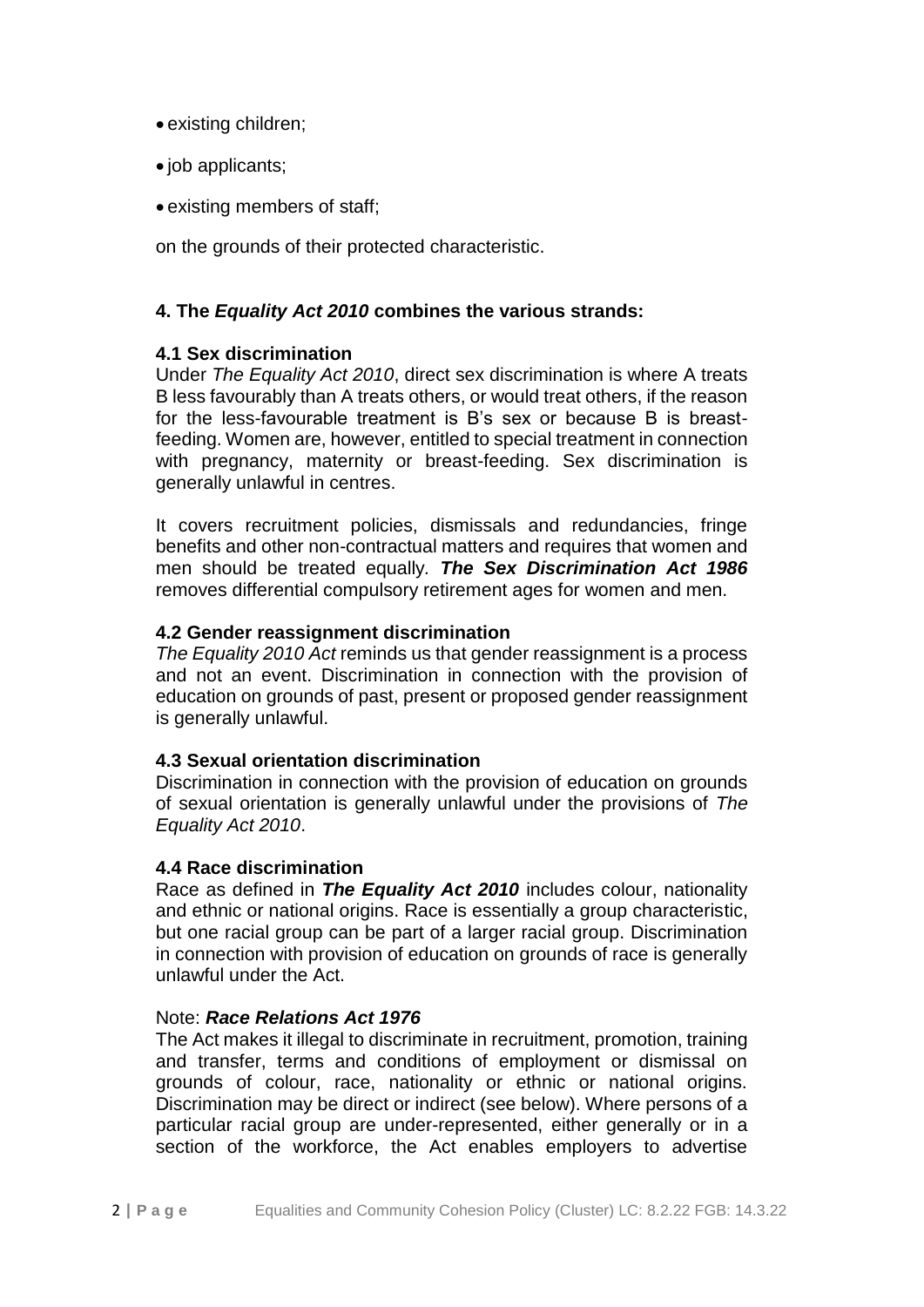- existing children;
- job applicants;
- existing members of staff;

on the grounds of their protected characteristic.

### 4. The *Equality Act 2010* combines the various strands:

#### 4.1 Sex discrimination

Under *The Equality Act 2010*, direct sex discrimination is where A treats B less favourably than A treats others, or would treat others, if the reason for the less-favourable treatment is B's sex or because B is breast-feeding. Women are, however, entitled to special treatment in connection with pregnancy, maternity or breast-feeding. Sex discrimination is generally unlawful in centres.

It covers recruitment policies, dismissals and redundancies, fringe benefits and other non-contractual matters and requires that women and men should be treated equally. ***The Sex Discrimination Act 1986*** removes differential compulsory retirement ages for women and men.

#### 4.2 Gender reassignment discrimination

*The Equality 2010 Act* reminds us that gender reassignment is a process and not an event. Discrimination in connection with the provision of education on grounds of past, present or proposed gender reassignment is generally unlawful.

#### 4.3 Sexual orientation discrimination

Discrimination in connection with the provision of education on grounds of sexual orientation is generally unlawful under the provisions of *The Equality Act 2010*.

#### 4.4 Race discrimination

Race as defined in ***The Equality Act 2010*** includes colour, nationality and ethnic or national origins. Race is essentially a group characteristic, but one racial group can be part of a larger racial group. Discrimination in connection with provision of education on grounds of race is generally unlawful under the Act.

Note: ***Race Relations Act 1976***

The Act makes it illegal to discriminate in recruitment, promotion, training and transfer, terms and conditions of employment or dismissal on grounds of colour, race, nationality or ethnic or national origins. Discrimination may be direct or indirect (see below). Where persons of a particular racial group are under-represented, either generally or in a section of the workforce, the Act enables employers to advertise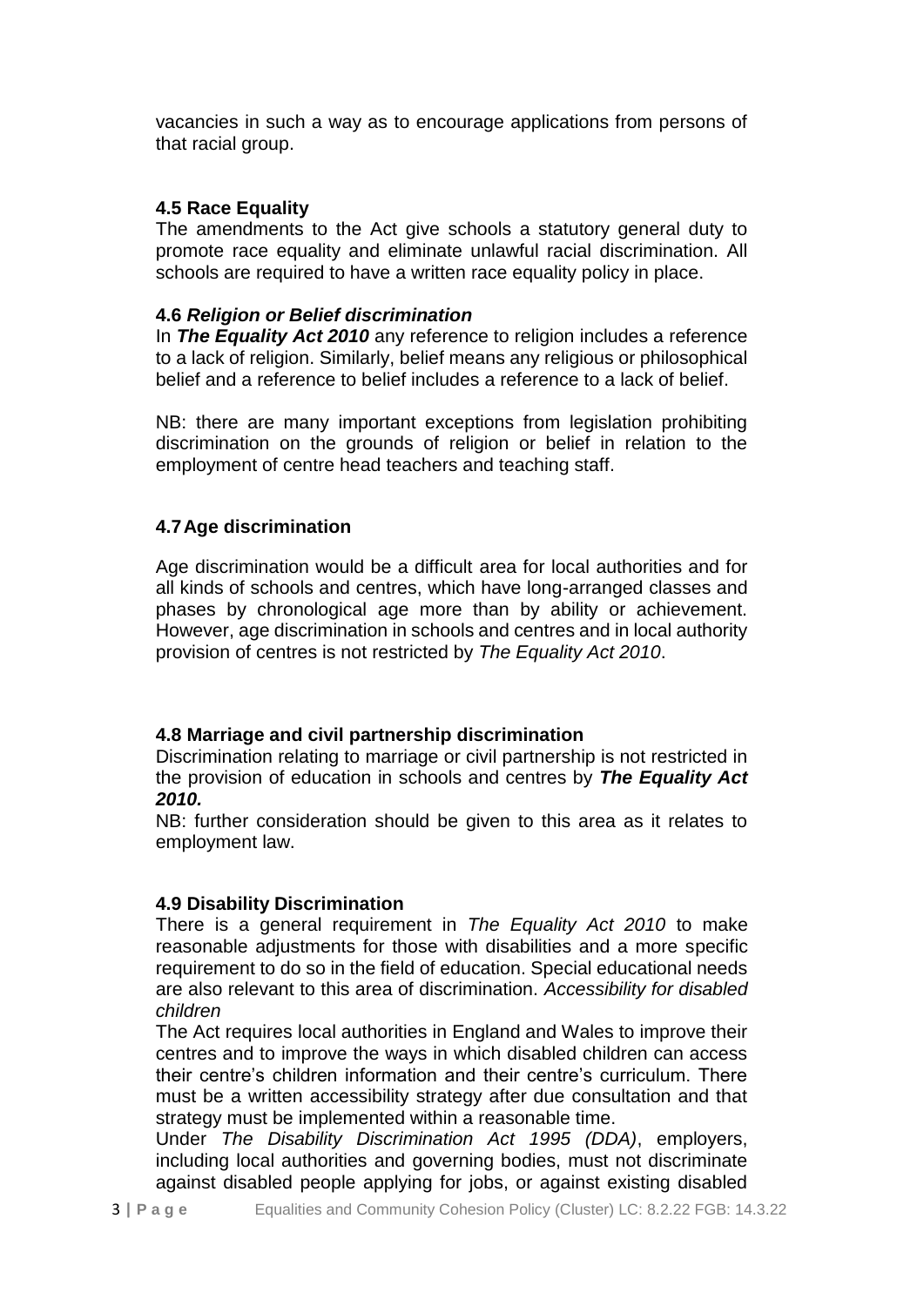vacancies in such a way as to encourage applications from persons of that racial group.

### 4.5 Race Equality

The amendments to the Act give schools a statutory general duty to promote race equality and eliminate unlawful racial discrimination. All schools are required to have a written race equality policy in place.

### 4.6 *Religion or Belief discrimination*

In ***The Equality Act 2010*** any reference to religion includes a reference to a lack of religion. Similarly, belief means any religious or philosophical belief and a reference to belief includes a reference to a lack of belief.

NB: there are many important exceptions from legislation prohibiting discrimination on the grounds of religion or belief in relation to the employment of centre head teachers and teaching staff.

### 4.7 Age discrimination

Age discrimination would be a difficult area for local authorities and for all kinds of schools and centres, which have long-arranged classes and phases by chronological age more than by ability or achievement. However, age discrimination in schools and centres and in local authority provision of centres is not restricted by *The Equality Act 2010*.

### 4.8 Marriage and civil partnership discrimination

Discrimination relating to marriage or civil partnership is not restricted in the provision of education in schools and centres by ***The Equality Act 2010.***

NB: further consideration should be given to this area as it relates to employment law.

### 4.9 Disability Discrimination

There is a general requirement in *The Equality Act 2010* to make reasonable adjustments for those with disabilities and a more specific requirement to do so in the field of education. Special educational needs are also relevant to this area of discrimination. *Accessibility for disabled children*

The Act requires local authorities in England and Wales to improve their centres and to improve the ways in which disabled children can access their centre's children information and their centre's curriculum. There must be a written accessibility strategy after due consultation and that strategy must be implemented within a reasonable time.

Under *The Disability Discrimination Act 1995 (DDA)*, employers, including local authorities and governing bodies, must not discriminate against disabled people applying for jobs, or against existing disabled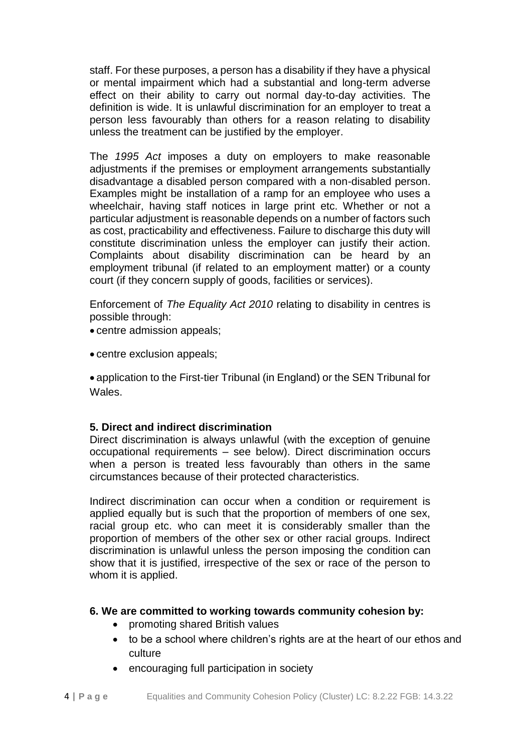staff. For these purposes, a person has a disability if they have a physical or mental impairment which had a substantial and long-term adverse effect on their ability to carry out normal day-to-day activities. The definition is wide. It is unlawful discrimination for an employer to treat a person less favourably than others for a reason relating to disability unless the treatment can be justified by the employer.

The *1995 Act* imposes a duty on employers to make reasonable adjustments if the premises or employment arrangements substantially disadvantage a disabled person compared with a non-disabled person. Examples might be installation of a ramp for an employee who uses a wheelchair, having staff notices in large print etc. Whether or not a particular adjustment is reasonable depends on a number of factors such as cost, practicability and effectiveness. Failure to discharge this duty will constitute discrimination unless the employer can justify their action. Complaints about disability discrimination can be heard by an employment tribunal (if related to an employment matter) or a county court (if they concern supply of goods, facilities or services).

Enforcement of *The Equality Act 2010* relating to disability in centres is possible through:

- centre admission appeals;
- centre exclusion appeals;
- application to the First-tier Tribunal (in England) or the SEN Tribunal for Wales.

**5. Direct and indirect discrimination**

Direct discrimination is always unlawful (with the exception of genuine occupational requirements – see below). Direct discrimination occurs when a person is treated less favourably than others in the same circumstances because of their protected characteristics.

Indirect discrimination can occur when a condition or requirement is applied equally but is such that the proportion of members of one sex, racial group etc. who can meet it is considerably smaller than the proportion of members of the other sex or other racial groups. Indirect discrimination is unlawful unless the person imposing the condition can show that it is justified, irrespective of the sex or race of the person to whom it is applied.

**6. We are committed to working towards community cohesion by:**

- promoting shared British values
- to be a school where children's rights are at the heart of our ethos and culture
- encouraging full participation in society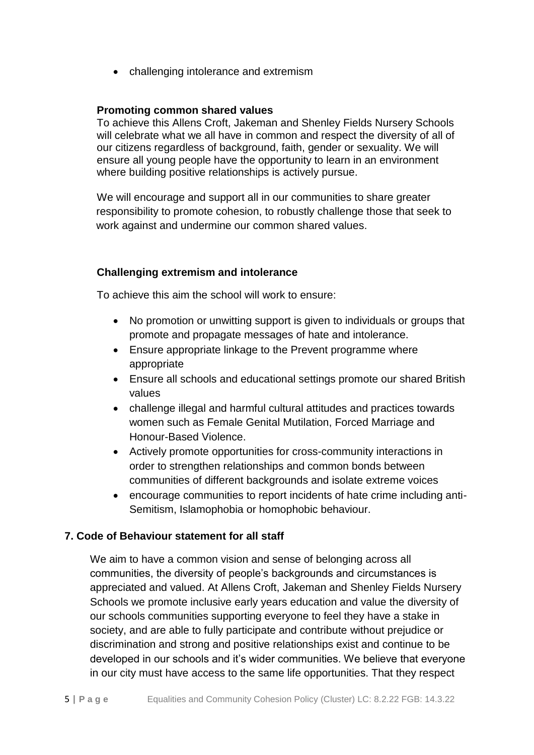- challenging intolerance and extremism

**Promoting common shared values**

To achieve this Allens Croft, Jakeman and Shenley Fields Nursery Schools will celebrate what we all have in common and respect the diversity of all of our citizens regardless of background, faith, gender or sexuality. We will ensure all young people have the opportunity to learn in an environment where building positive relationships is actively pursue.

We will encourage and support all in our communities to share greater responsibility to promote cohesion, to robustly challenge those that seek to work against and undermine our common shared values.

**Challenging extremism and intolerance**

To achieve this aim the school will work to ensure:

- No promotion or unwitting support is given to individuals or groups that promote and propagate messages of hate and intolerance.
- Ensure appropriate linkage to the Prevent programme where appropriate
- Ensure all schools and educational settings promote our shared British values
- challenge illegal and harmful cultural attitudes and practices towards women such as Female Genital Mutilation, Forced Marriage and Honour-Based Violence.
- Actively promote opportunities for cross-community interactions in order to strengthen relationships and common bonds between communities of different backgrounds and isolate extreme voices
- encourage communities to report incidents of hate crime including anti-Semitism, Islamophobia or homophobic behaviour.

## 7. Code of Behaviour statement for all staff

We aim to have a common vision and sense of belonging across all communities, the diversity of people's backgrounds and circumstances is appreciated and valued. At Allens Croft, Jakeman and Shenley Fields Nursery Schools we promote inclusive early years education and value the diversity of our schools communities supporting everyone to feel they have a stake in society, and are able to fully participate and contribute without prejudice or discrimination and strong and positive relationships exist and continue to be developed in our schools and it's wider communities. We believe that everyone in our city must have access to the same life opportunities. That they respect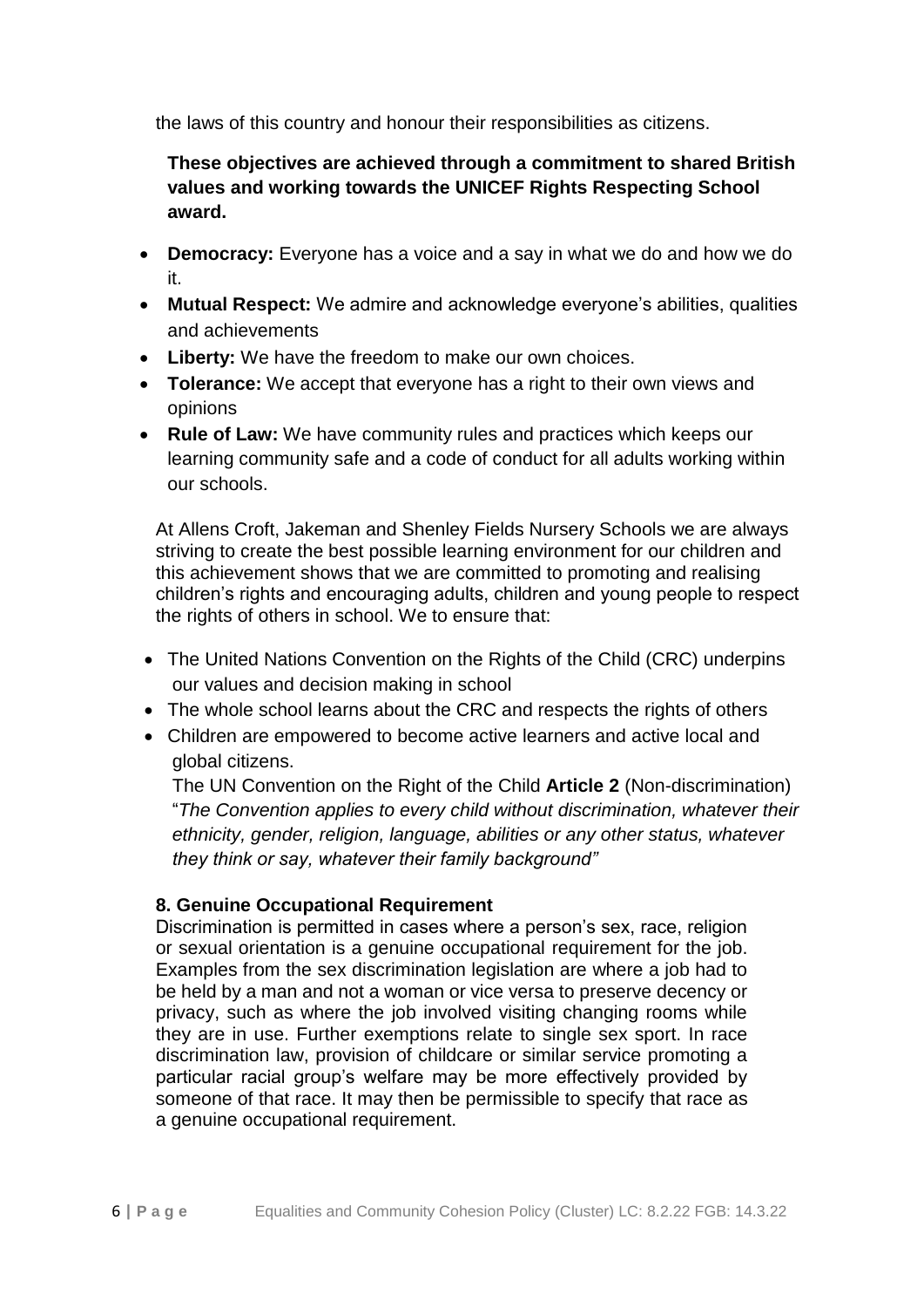the laws of this country and honour their responsibilities as citizens.

**These objectives are achieved through a commitment to shared British values and working towards the UNICEF Rights Respecting School award.**

- **Democracy:** Everyone has a voice and a say in what we do and how we do it.
- **Mutual Respect:** We admire and acknowledge everyone's abilities, qualities and achievements
- **Liberty:** We have the freedom to make our own choices.
- **Tolerance:** We accept that everyone has a right to their own views and opinions
- **Rule of Law:** We have community rules and practices which keeps our learning community safe and a code of conduct for all adults working within our schools.

At Allens Croft, Jakeman and Shenley Fields Nursery Schools we are always striving to create the best possible learning environment for our children and this achievement shows that we are committed to promoting and realising children's rights and encouraging adults, children and young people to respect the rights of others in school. We to ensure that:

- The United Nations Convention on the Rights of the Child (CRC) underpins our values and decision making in school
- The whole school learns about the CRC and respects the rights of others
- Children are empowered to become active learners and active local and global citizens.

  The UN Convention on the Right of the Child **Article 2** (Non-discrimination) "*The Convention applies to every child without discrimination, whatever their ethnicity, gender, religion, language, abilities or any other status, whatever they think or say, whatever their family background"*

**8. Genuine Occupational Requirement**

Discrimination is permitted in cases where a person's sex, race, religion or sexual orientation is a genuine occupational requirement for the job. Examples from the sex discrimination legislation are where a job had to be held by a man and not a woman or vice versa to preserve decency or privacy, such as where the job involved visiting changing rooms while they are in use. Further exemptions relate to single sex sport. In race discrimination law, provision of childcare or similar service promoting a particular racial group's welfare may be more effectively provided by someone of that race. It may then be permissible to specify that race as a genuine occupational requirement.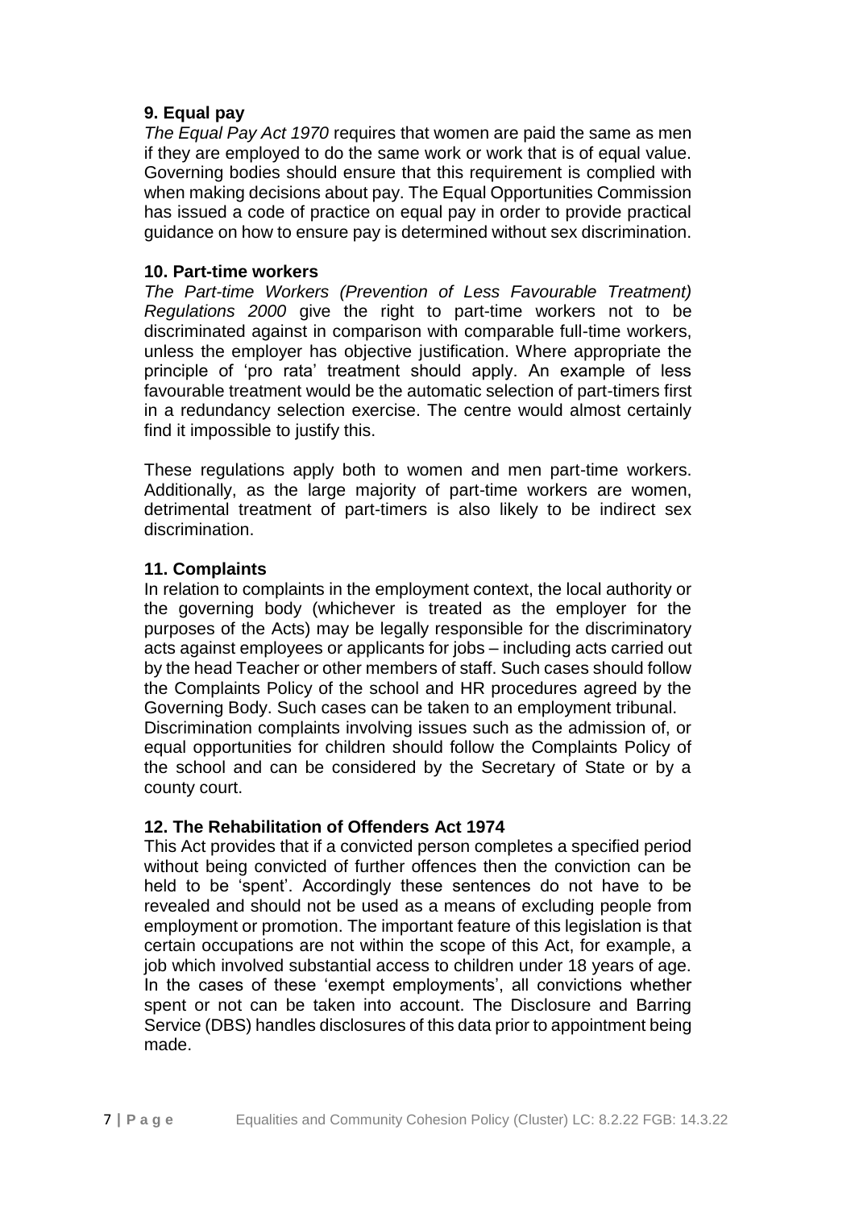**9. Equal pay**

*The Equal Pay Act 1970* requires that women are paid the same as men if they are employed to do the same work or work that is of equal value. Governing bodies should ensure that this requirement is complied with when making decisions about pay. The Equal Opportunities Commission has issued a code of practice on equal pay in order to provide practical guidance on how to ensure pay is determined without sex discrimination.

**10. Part-time workers**

*The Part-time Workers (Prevention of Less Favourable Treatment) Regulations 2000* give the right to part-time workers not to be discriminated against in comparison with comparable full-time workers, unless the employer has objective justification. Where appropriate the principle of 'pro rata' treatment should apply. An example of less favourable treatment would be the automatic selection of part-timers first in a redundancy selection exercise. The centre would almost certainly find it impossible to justify this.

These regulations apply both to women and men part-time workers. Additionally, as the large majority of part-time workers are women, detrimental treatment of part-timers is also likely to be indirect sex discrimination.

**11. Complaints**

In relation to complaints in the employment context, the local authority or the governing body (whichever is treated as the employer for the purposes of the Acts) may be legally responsible for the discriminatory acts against employees or applicants for jobs – including acts carried out by the head Teacher or other members of staff. Such cases should follow the Complaints Policy of the school and HR procedures agreed by the Governing Body. Such cases can be taken to an employment tribunal. Discrimination complaints involving issues such as the admission of, or equal opportunities for children should follow the Complaints Policy of the school and can be considered by the Secretary of State or by a county court.

**12. The Rehabilitation of Offenders Act 1974**

This Act provides that if a convicted person completes a specified period without being convicted of further offences then the conviction can be held to be 'spent'. Accordingly these sentences do not have to be revealed and should not be used as a means of excluding people from employment or promotion. The important feature of this legislation is that certain occupations are not within the scope of this Act, for example, a job which involved substantial access to children under 18 years of age. In the cases of these 'exempt employments', all convictions whether spent or not can be taken into account. The Disclosure and Barring Service (DBS) handles disclosures of this data prior to appointment being made.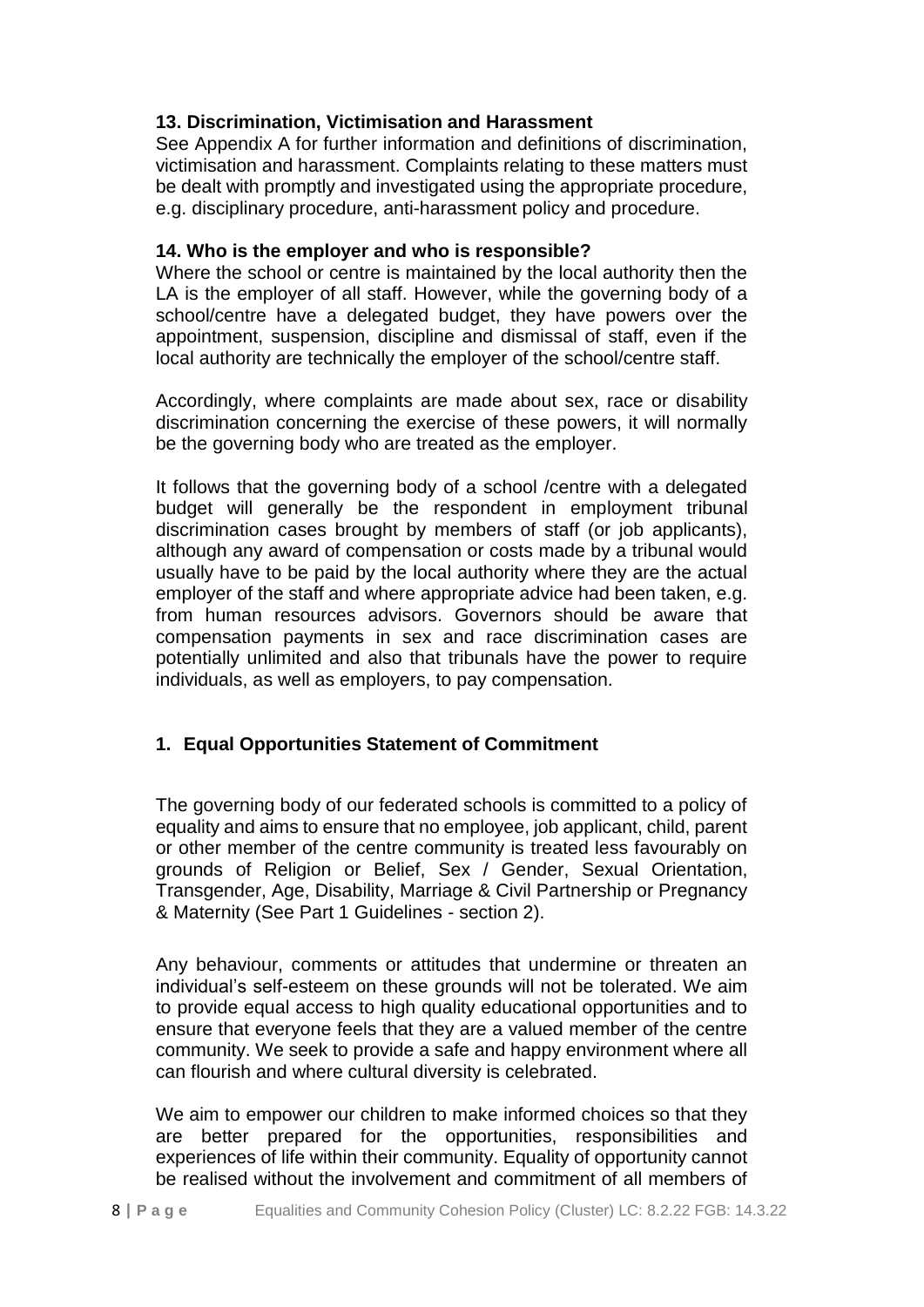**13. Discrimination, Victimisation and Harassment**

See Appendix A for further information and definitions of discrimination, victimisation and harassment. Complaints relating to these matters must be dealt with promptly and investigated using the appropriate procedure, e.g. disciplinary procedure, anti-harassment policy and procedure.

**14. Who is the employer and who is responsible?**

Where the school or centre is maintained by the local authority then the LA is the employer of all staff. However, while the governing body of a school/centre have a delegated budget, they have powers over the appointment, suspension, discipline and dismissal of staff, even if the local authority are technically the employer of the school/centre staff.

Accordingly, where complaints are made about sex, race or disability discrimination concerning the exercise of these powers, it will normally be the governing body who are treated as the employer.

It follows that the governing body of a school /centre with a delegated budget will generally be the respondent in employment tribunal discrimination cases brought by members of staff (or job applicants), although any award of compensation or costs made by a tribunal would usually have to be paid by the local authority where they are the actual employer of the staff and where appropriate advice had been taken, e.g. from human resources advisors. Governors should be aware that compensation payments in sex and race discrimination cases are potentially unlimited and also that tribunals have the power to require individuals, as well as employers, to pay compensation.

## 1. Equal Opportunities Statement of Commitment

The governing body of our federated schools is committed to a policy of equality and aims to ensure that no employee, job applicant, child, parent or other member of the centre community is treated less favourably on grounds of Religion or Belief, Sex / Gender, Sexual Orientation, Transgender, Age, Disability, Marriage & Civil Partnership or Pregnancy & Maternity (See Part 1 Guidelines - section 2).

Any behaviour, comments or attitudes that undermine or threaten an individual's self-esteem on these grounds will not be tolerated. We aim to provide equal access to high quality educational opportunities and to ensure that everyone feels that they are a valued member of the centre community. We seek to provide a safe and happy environment where all can flourish and where cultural diversity is celebrated.

We aim to empower our children to make informed choices so that they are better prepared for the opportunities, responsibilities and experiences of life within their community. Equality of opportunity cannot be realised without the involvement and commitment of all members of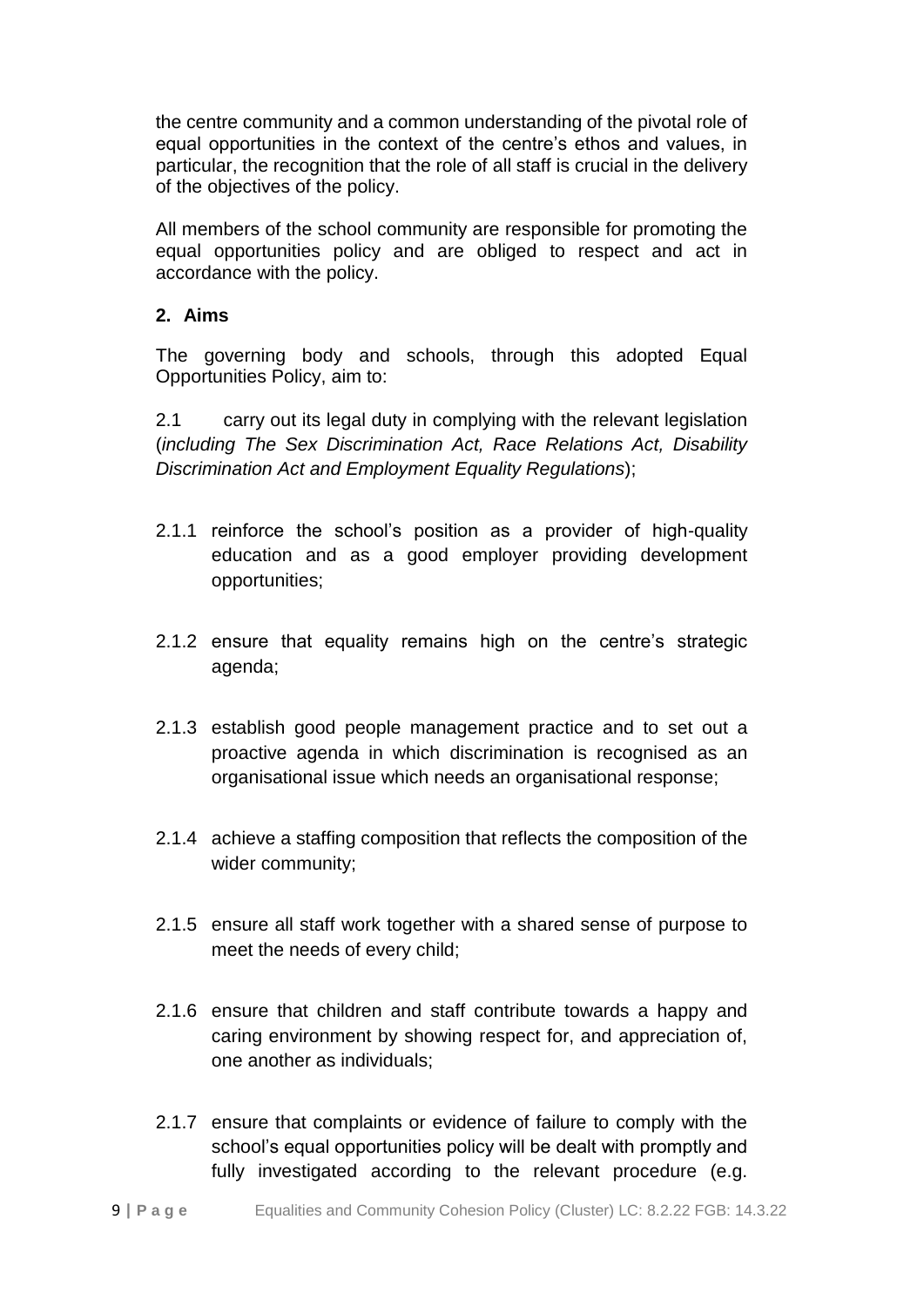the centre community and a common understanding of the pivotal role of equal opportunities in the context of the centre's ethos and values, in particular, the recognition that the role of all staff is crucial in the delivery of the objectives of the policy.

All members of the school community are responsible for promoting the equal opportunities policy and are obliged to respect and act in accordance with the policy.

## 2. Aims

The governing body and schools, through this adopted Equal Opportunities Policy, aim to:

2.1 carry out its legal duty in complying with the relevant legislation (*including The Sex Discrimination Act, Race Relations Act, Disability Discrimination Act and Employment Equality Regulations*);

2.1.1 reinforce the school's position as a provider of high-quality education and as a good employer providing development opportunities;

2.1.2 ensure that equality remains high on the centre's strategic agenda;

2.1.3 establish good people management practice and to set out a proactive agenda in which discrimination is recognised as an organisational issue which needs an organisational response;

2.1.4 achieve a staffing composition that reflects the composition of the wider community;

2.1.5 ensure all staff work together with a shared sense of purpose to meet the needs of every child;

2.1.6 ensure that children and staff contribute towards a happy and caring environment by showing respect for, and appreciation of, one another as individuals;

2.1.7 ensure that complaints or evidence of failure to comply with the school's equal opportunities policy will be dealt with promptly and fully investigated according to the relevant procedure (e.g.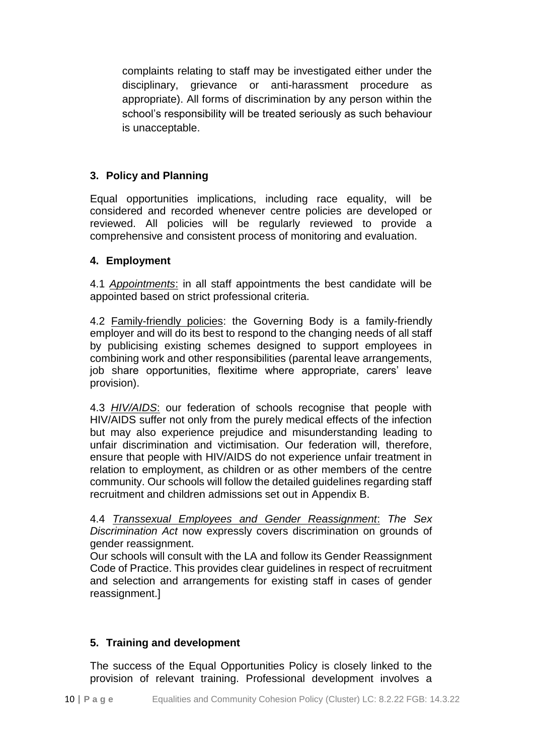complaints relating to staff may be investigated either under the disciplinary, grievance or anti-harassment procedure as appropriate). All forms of discrimination by any person within the school's responsibility will be treated seriously as such behaviour is unacceptable.

## 3. Policy and Planning

Equal opportunities implications, including race equality, will be considered and recorded whenever centre policies are developed or reviewed. All policies will be regularly reviewed to provide a comprehensive and consistent process of monitoring and evaluation.

## 4. Employment

4.1 *Appointments*: in all staff appointments the best candidate will be appointed based on strict professional criteria.

4.2 Family-friendly policies: the Governing Body is a family-friendly employer and will do its best to respond to the changing needs of all staff by publicising existing schemes designed to support employees in combining work and other responsibilities (parental leave arrangements, job share opportunities, flexitime where appropriate, carers' leave provision).

4.3 *HIV/AIDS*: our federation of schools recognise that people with HIV/AIDS suffer not only from the purely medical effects of the infection but may also experience prejudice and misunderstanding leading to unfair discrimination and victimisation. Our federation will, therefore, ensure that people with HIV/AIDS do not experience unfair treatment in relation to employment, as children or as other members of the centre community. Our schools will follow the detailed guidelines regarding staff recruitment and children admissions set out in Appendix B.

4.4 *Transsexual Employees and Gender Reassignment*: *The Sex Discrimination Act* now expressly covers discrimination on grounds of gender reassignment.

Our schools will consult with the LA and follow its Gender Reassignment Code of Practice. This provides clear guidelines in respect of recruitment and selection and arrangements for existing staff in cases of gender reassignment.]

## 5. Training and development

The success of the Equal Opportunities Policy is closely linked to the provision of relevant training. Professional development involves a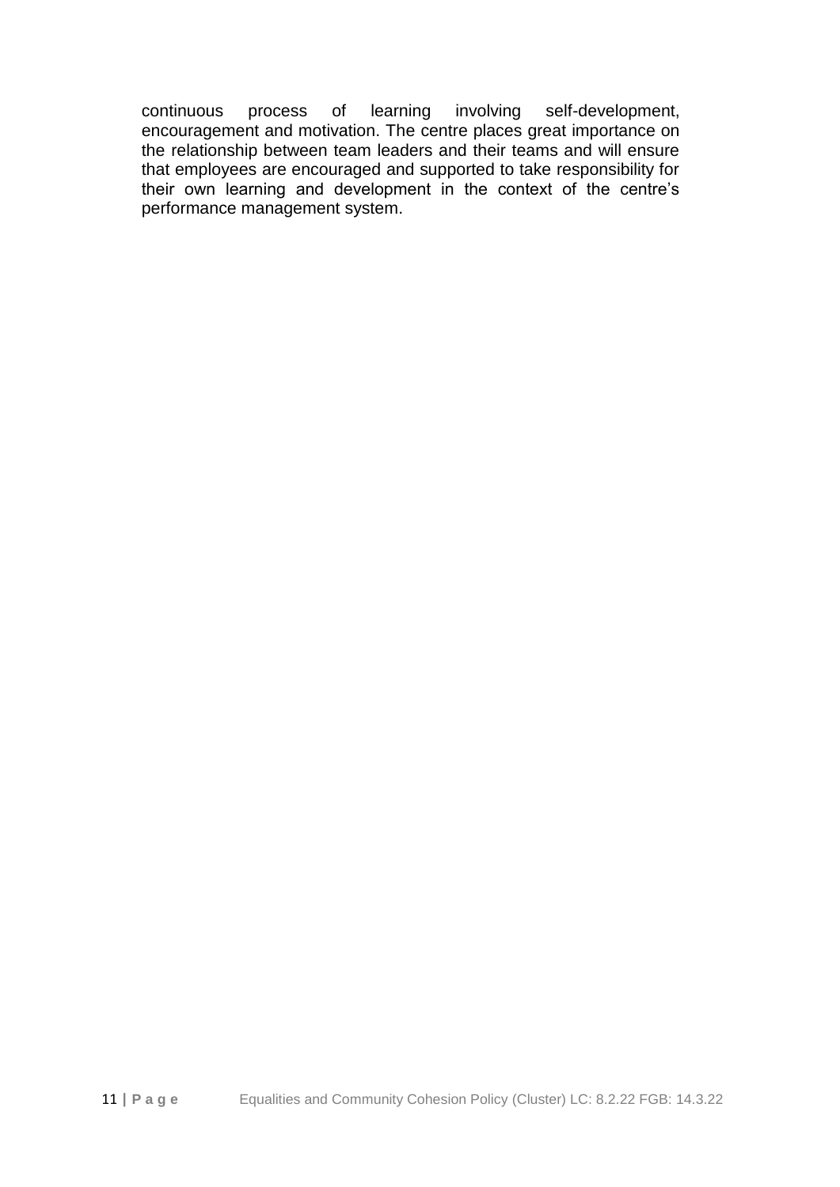continuous process of learning involving self-development, encouragement and motivation. The centre places great importance on the relationship between team leaders and their teams and will ensure that employees are encouraged and supported to take responsibility for their own learning and development in the context of the centre's performance management system.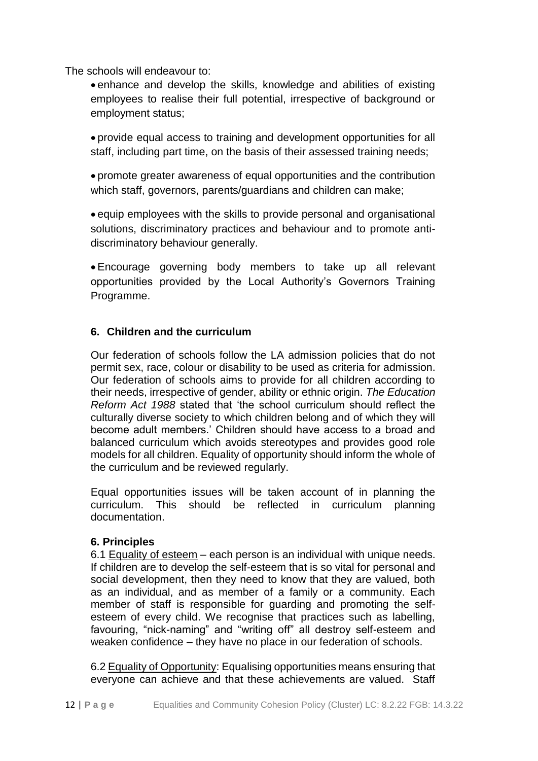The schools will endeavour to:

- enhance and develop the skills, knowledge and abilities of existing employees to realise their full potential, irrespective of background or employment status;
- provide equal access to training and development opportunities for all staff, including part time, on the basis of their assessed training needs;
- promote greater awareness of equal opportunities and the contribution which staff, governors, parents/guardians and children can make;
- equip employees with the skills to provide personal and organisational solutions, discriminatory practices and behaviour and to promote anti-discriminatory behaviour generally.
- Encourage governing body members to take up all relevant opportunities provided by the Local Authority's Governors Training Programme.

## 6. Children and the curriculum

Our federation of schools follow the LA admission policies that do not permit sex, race, colour or disability to be used as criteria for admission. Our federation of schools aims to provide for all children according to their needs, irrespective of gender, ability or ethnic origin. *The Education Reform Act 1988* stated that 'the school curriculum should reflect the culturally diverse society to which children belong and of which they will become adult members.' Children should have access to a broad and balanced curriculum which avoids stereotypes and provides good role models for all children. Equality of opportunity should inform the whole of the curriculum and be reviewed regularly.

Equal opportunities issues will be taken account of in planning the curriculum. This should be reflected in curriculum planning documentation.

## 6. Principles

6.1 Equality of esteem – each person is an individual with unique needs. If children are to develop the self-esteem that is so vital for personal and social development, then they need to know that they are valued, both as an individual, and as member of a family or a community. Each member of staff is responsible for guarding and promoting the self-esteem of every child. We recognise that practices such as labelling, favouring, "nick-naming" and "writing off" all destroy self-esteem and weaken confidence – they have no place in our federation of schools.

6.2 Equality of Opportunity: Equalising opportunities means ensuring that everyone can achieve and that these achievements are valued. Staff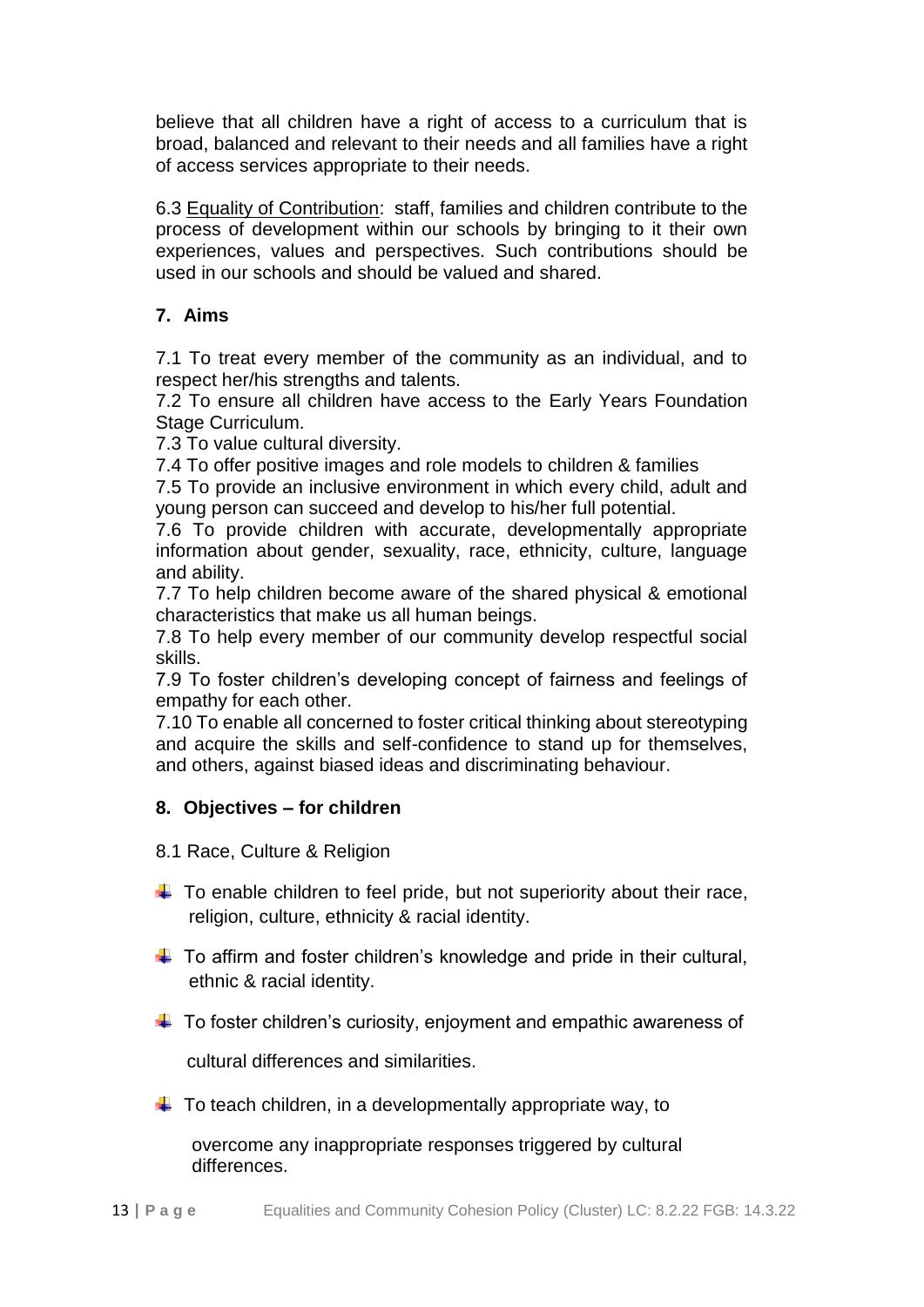believe that all children have a right of access to a curriculum that is broad, balanced and relevant to their needs and all families have a right of access services appropriate to their needs.

6.3 Equality of Contribution: staff, families and children contribute to the process of development within our schools by bringing to it their own experiences, values and perspectives. Such contributions should be used in our schools and should be valued and shared.

## 7. Aims

7.1 To treat every member of the community as an individual, and to respect her/his strengths and talents.
7.2 To ensure all children have access to the Early Years Foundation Stage Curriculum.
7.3 To value cultural diversity.
7.4 To offer positive images and role models to children & families
7.5 To provide an inclusive environment in which every child, adult and young person can succeed and develop to his/her full potential.
7.6 To provide children with accurate, developmentally appropriate information about gender, sexuality, race, ethnicity, culture, language and ability.
7.7 To help children become aware of the shared physical & emotional characteristics that make us all human beings.
7.8 To help every member of our community develop respectful social skills.
7.9 To foster children's developing concept of fairness and feelings of empathy for each other.
7.10 To enable all concerned to foster critical thinking about stereotyping and acquire the skills and self-confidence to stand up for themselves, and others, against biased ideas and discriminating behaviour.

## 8. Objectives – for children

8.1 Race, Culture & Religion

- To enable children to feel pride, but not superiority about their race, religion, culture, ethnicity & racial identity.
- To affirm and foster children's knowledge and pride in their cultural, ethnic & racial identity.
- To foster children's curiosity, enjoyment and empathic awareness of cultural differences and similarities.
- To teach children, in a developmentally appropriate way, to overcome any inappropriate responses triggered by cultural differences.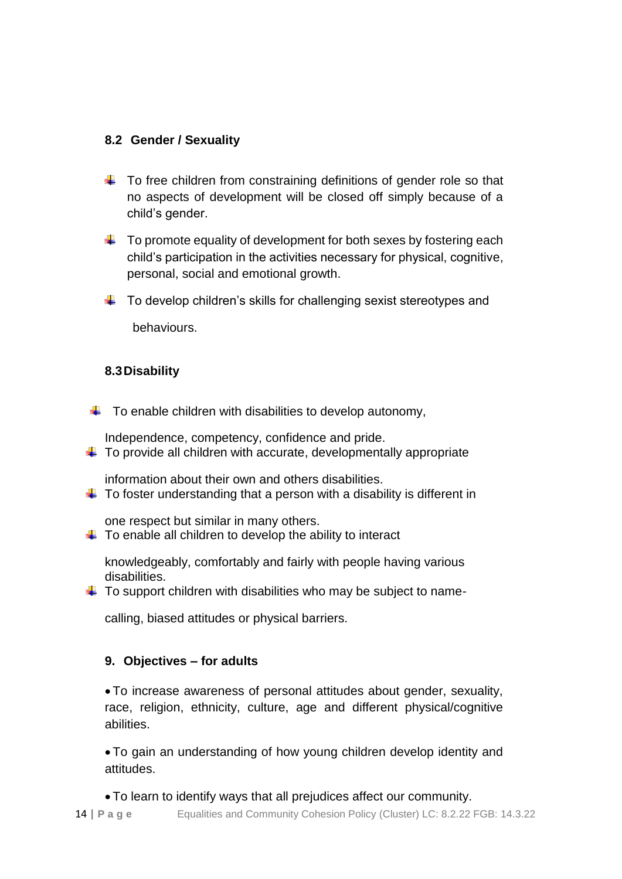### 8.2 Gender / Sexuality

- To free children from constraining definitions of gender role so that no aspects of development will be closed off simply because of a child's gender.
- To promote equality of development for both sexes by fostering each child's participation in the activities necessary for physical, cognitive, personal, social and emotional growth.
- To develop children's skills for challenging sexist stereotypes and behaviours.

### 8.3 Disability

- To enable children with disabilities to develop autonomy, Independence, competency, confidence and pride.
- To provide all children with accurate, developmentally appropriate information about their own and others disabilities.
- To foster understanding that a person with a disability is different in one respect but similar in many others.
- To enable all children to develop the ability to interact knowledgeably, comfortably and fairly with people having various disabilities.
- To support children with disabilities who may be subject to name-calling, biased attitudes or physical barriers.

## 9. Objectives – for adults

- To increase awareness of personal attitudes about gender, sexuality, race, religion, ethnicity, culture, age and different physical/cognitive abilities.
- To gain an understanding of how young children develop identity and attitudes.
- To learn to identify ways that all prejudices affect our community.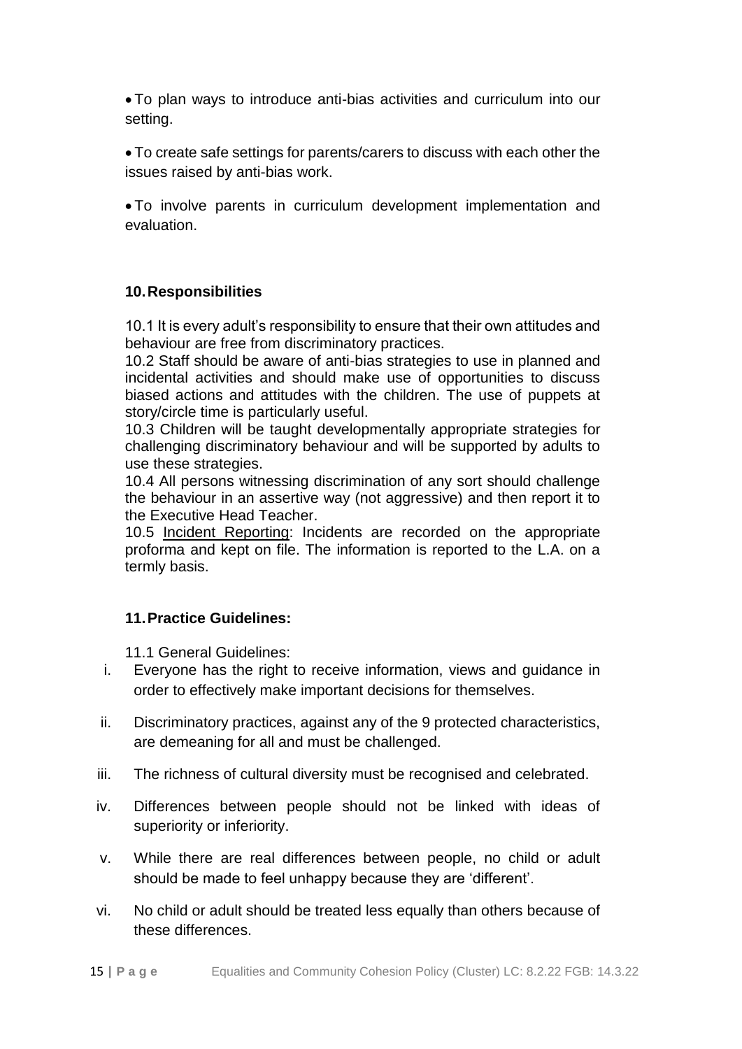- To plan ways to introduce anti-bias activities and curriculum into our setting.
- To create safe settings for parents/carers to discuss with each other the issues raised by anti-bias work.
- To involve parents in curriculum development implementation and evaluation.

## 10. Responsibilities

10.1 It is every adult's responsibility to ensure that their own attitudes and behaviour are free from discriminatory practices.
10.2 Staff should be aware of anti-bias strategies to use in planned and incidental activities and should make use of opportunities to discuss biased actions and attitudes with the children. The use of puppets at story/circle time is particularly useful.
10.3 Children will be taught developmentally appropriate strategies for challenging discriminatory behaviour and will be supported by adults to use these strategies.
10.4 All persons witnessing discrimination of any sort should challenge the behaviour in an assertive way (not aggressive) and then report it to the Executive Head Teacher.
10.5 Incident Reporting: Incidents are recorded on the appropriate proforma and kept on file. The information is reported to the L.A. on a termly basis.

## 11. Practice Guidelines:

11.1 General Guidelines:

i. Everyone has the right to receive information, views and guidance in order to effectively make important decisions for themselves.
ii. Discriminatory practices, against any of the 9 protected characteristics, are demeaning for all and must be challenged.
iii. The richness of cultural diversity must be recognised and celebrated.
iv. Differences between people should not be linked with ideas of superiority or inferiority.
v. While there are real differences between people, no child or adult should be made to feel unhappy because they are 'different'.
vi. No child or adult should be treated less equally than others because of these differences.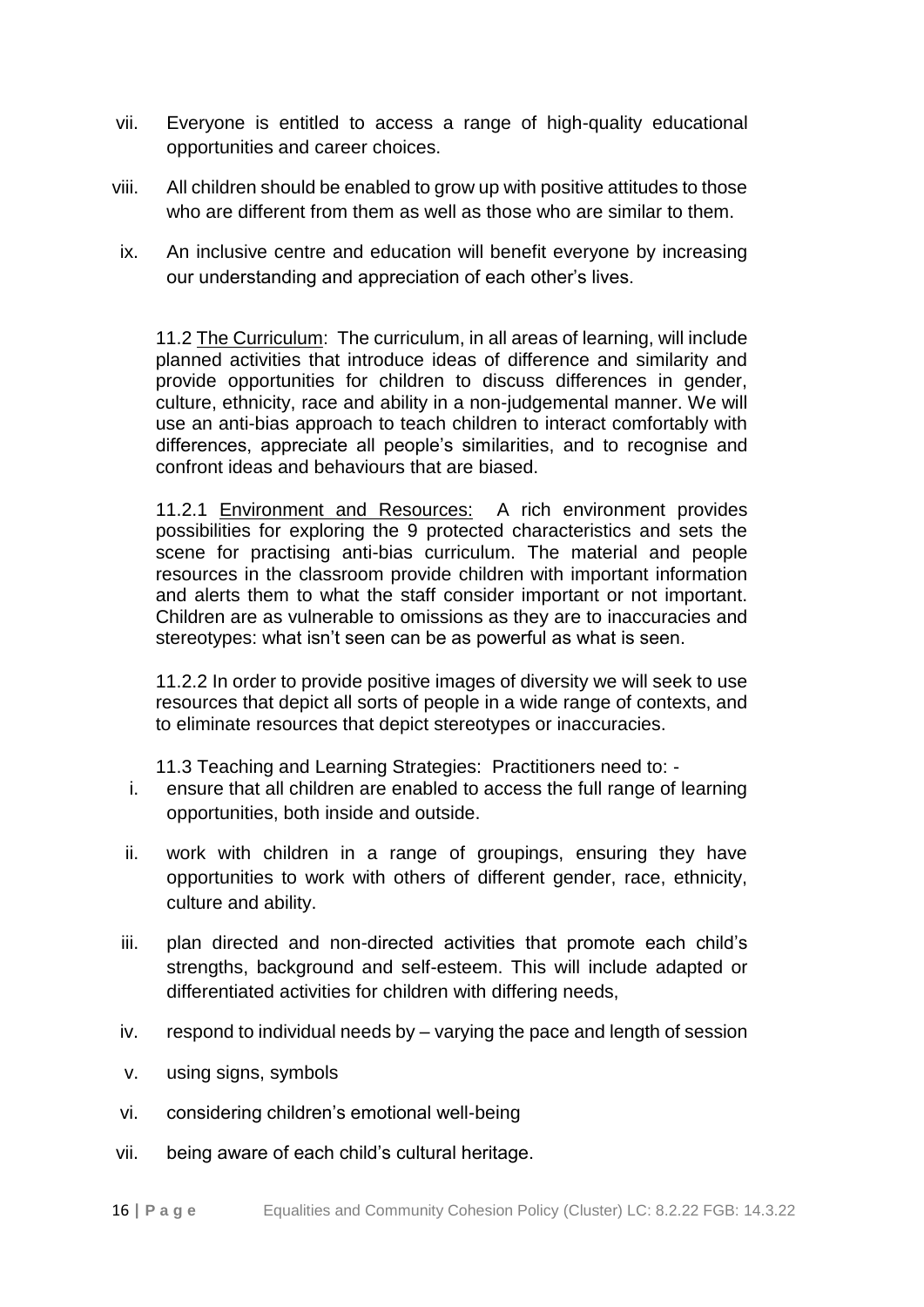vii. Everyone is entitled to access a range of high-quality educational opportunities and career choices.

viii. All children should be enabled to grow up with positive attitudes to those who are different from them as well as those who are similar to them.

ix. An inclusive centre and education will benefit everyone by increasing our understanding and appreciation of each other's lives.

11.2 <u>The Curriculum</u>: The curriculum, in all areas of learning, will include planned activities that introduce ideas of difference and similarity and provide opportunities for children to discuss differences in gender, culture, ethnicity, race and ability in a non-judgemental manner. We will use an anti-bias approach to teach children to interact comfortably with differences, appreciate all people's similarities, and to recognise and confront ideas and behaviours that are biased.

11.2.1 <u>Environment and Resources:</u> A rich environment provides possibilities for exploring the 9 protected characteristics and sets the scene for practising anti-bias curriculum. The material and people resources in the classroom provide children with important information and alerts them to what the staff consider important or not important. Children are as vulnerable to omissions as they are to inaccuracies and stereotypes: what isn't seen can be as powerful as what is seen.

11.2.2 In order to provide positive images of diversity we will seek to use resources that depict all sorts of people in a wide range of contexts, and to eliminate resources that depict stereotypes or inaccuracies.

11.3 Teaching and Learning Strategies: Practitioners need to: -

i. ensure that all children are enabled to access the full range of learning opportunities, both inside and outside.

ii. work with children in a range of groupings, ensuring they have opportunities to work with others of different gender, race, ethnicity, culture and ability.

iii. plan directed and non-directed activities that promote each child's strengths, background and self-esteem. This will include adapted or differentiated activities for children with differing needs,

iv. respond to individual needs by – varying the pace and length of session

v. using signs, symbols

vi. considering children's emotional well-being

vii. being aware of each child's cultural heritage.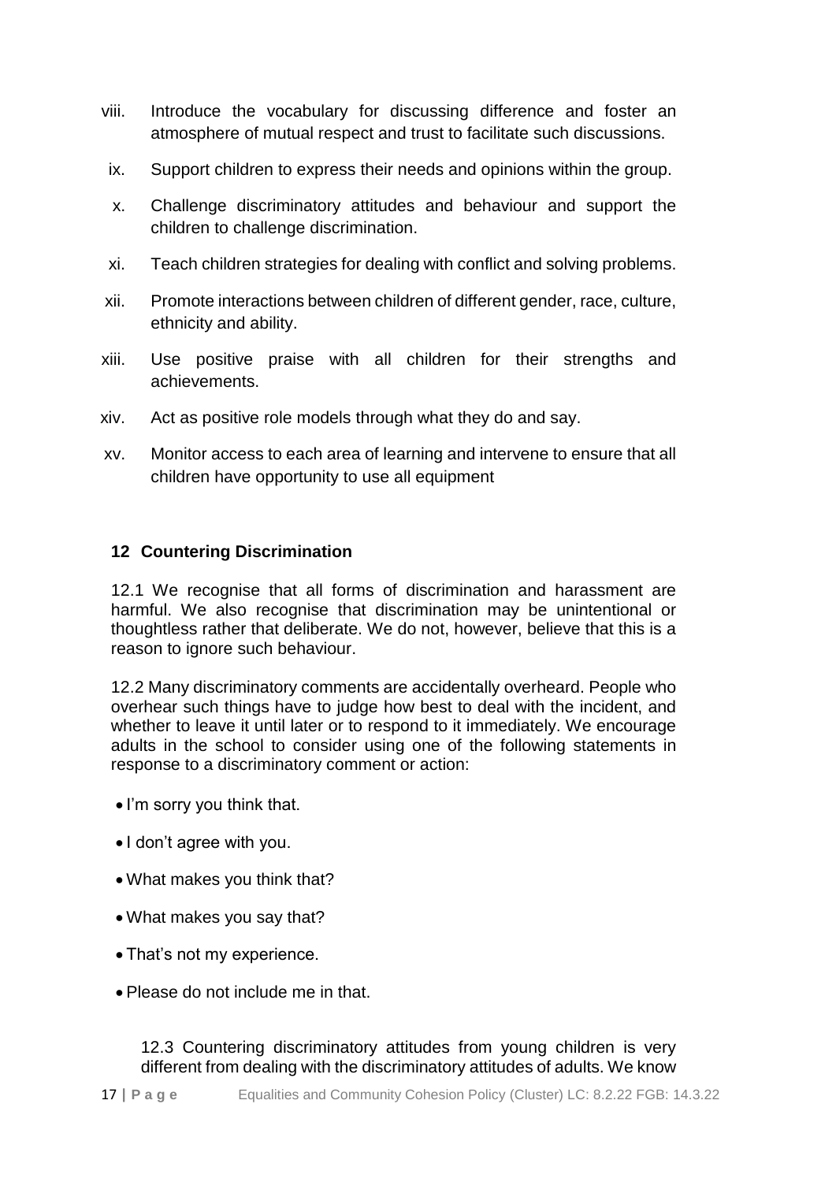viii. Introduce the vocabulary for discussing difference and foster an atmosphere of mutual respect and trust to facilitate such discussions.

ix. Support children to express their needs and opinions within the group.

x. Challenge discriminatory attitudes and behaviour and support the children to challenge discrimination.

xi. Teach children strategies for dealing with conflict and solving problems.

xii. Promote interactions between children of different gender, race, culture, ethnicity and ability.

xiii. Use positive praise with all children for their strengths and achievements.

xiv. Act as positive role models through what they do and say.

xv. Monitor access to each area of learning and intervene to ensure that all children have opportunity to use all equipment

## 12 Countering Discrimination

12.1 We recognise that all forms of discrimination and harassment are harmful. We also recognise that discrimination may be unintentional or thoughtless rather that deliberate. We do not, however, believe that this is a reason to ignore such behaviour.

12.2 Many discriminatory comments are accidentally overheard. People who overhear such things have to judge how best to deal with the incident, and whether to leave it until later or to respond to it immediately. We encourage adults in the school to consider using one of the following statements in response to a discriminatory comment or action:

- I'm sorry you think that.
- I don't agree with you.
- What makes you think that?
- What makes you say that?
- That's not my experience.
- Please do not include me in that.

12.3 Countering discriminatory attitudes from young children is very different from dealing with the discriminatory attitudes of adults. We know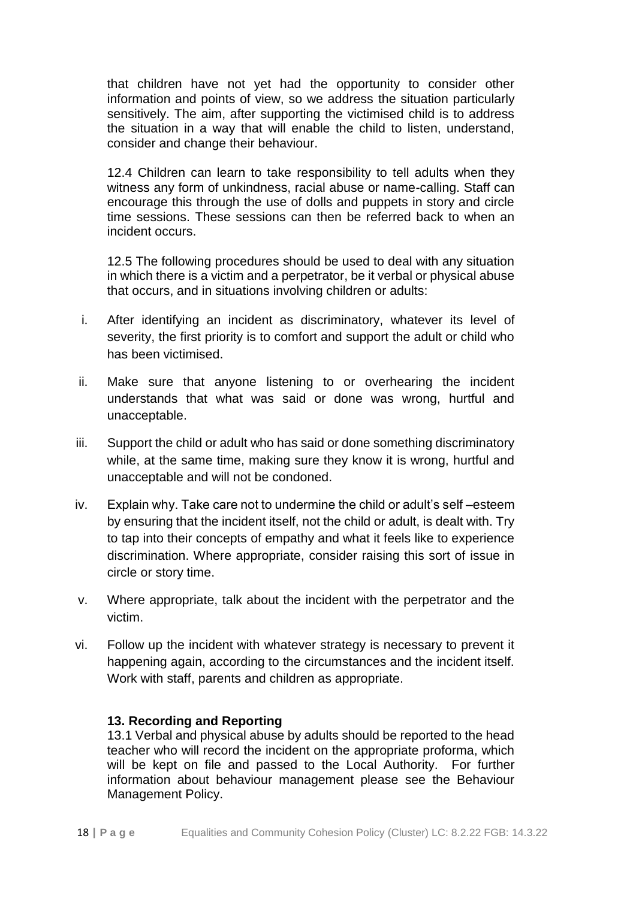that children have not yet had the opportunity to consider other information and points of view, so we address the situation particularly sensitively. The aim, after supporting the victimised child is to address the situation in a way that will enable the child to listen, understand, consider and change their behaviour.

12.4 Children can learn to take responsibility to tell adults when they witness any form of unkindness, racial abuse or name-calling. Staff can encourage this through the use of dolls and puppets in story and circle time sessions. These sessions can then be referred back to when an incident occurs.

12.5 The following procedures should be used to deal with any situation in which there is a victim and a perpetrator, be it verbal or physical abuse that occurs, and in situations involving children or adults:

i. After identifying an incident as discriminatory, whatever its level of severity, the first priority is to comfort and support the adult or child who has been victimised.

ii. Make sure that anyone listening to or overhearing the incident understands that what was said or done was wrong, hurtful and unacceptable.

iii. Support the child or adult who has said or done something discriminatory while, at the same time, making sure they know it is wrong, hurtful and unacceptable and will not be condoned.

iv. Explain why. Take care not to undermine the child or adult's self –esteem by ensuring that the incident itself, not the child or adult, is dealt with. Try to tap into their concepts of empathy and what it feels like to experience discrimination. Where appropriate, consider raising this sort of issue in circle or story time.

v. Where appropriate, talk about the incident with the perpetrator and the victim.

vi. Follow up the incident with whatever strategy is necessary to prevent it happening again, according to the circumstances and the incident itself. Work with staff, parents and children as appropriate.

### 13. Recording and Reporting

13.1 Verbal and physical abuse by adults should be reported to the head teacher who will record the incident on the appropriate proforma, which will be kept on file and passed to the Local Authority. For further information about behaviour management please see the Behaviour Management Policy.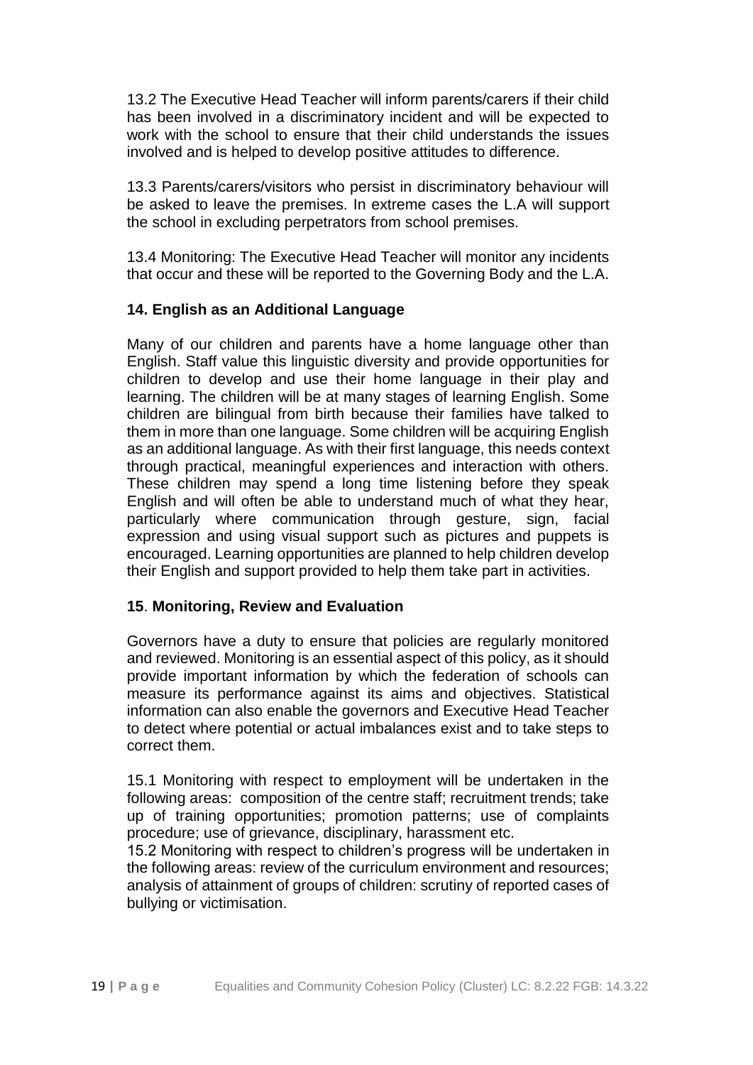13.2 The Executive Head Teacher will inform parents/carers if their child has been involved in a discriminatory incident and will be expected to work with the school to ensure that their child understands the issues involved and is helped to develop positive attitudes to difference.

13.3 Parents/carers/visitors who persist in discriminatory behaviour will be asked to leave the premises. In extreme cases the L.A will support the school in excluding perpetrators from school premises.

13.4 Monitoring: The Executive Head Teacher will monitor any incidents that occur and these will be reported to the Governing Body and the L.A.

## 14. English as an Additional Language

Many of our children and parents have a home language other than English. Staff value this linguistic diversity and provide opportunities for children to develop and use their home language in their play and learning. The children will be at many stages of learning English. Some children are bilingual from birth because their families have talked to them in more than one language. Some children will be acquiring English as an additional language. As with their first language, this needs context through practical, meaningful experiences and interaction with others. These children may spend a long time listening before they speak English and will often be able to understand much of what they hear, particularly where communication through gesture, sign, facial expression and using visual support such as pictures and puppets is encouraged. Learning opportunities are planned to help children develop their English and support provided to help them take part in activities.

## 15. Monitoring, Review and Evaluation

Governors have a duty to ensure that policies are regularly monitored and reviewed. Monitoring is an essential aspect of this policy, as it should provide important information by which the federation of schools can measure its performance against its aims and objectives. Statistical information can also enable the governors and Executive Head Teacher to detect where potential or actual imbalances exist and to take steps to correct them.

15.1 Monitoring with respect to employment will be undertaken in the following areas: composition of the centre staff; recruitment trends; take up of training opportunities; promotion patterns; use of complaints procedure; use of grievance, disciplinary, harassment etc.

15.2 Monitoring with respect to children's progress will be undertaken in the following areas: review of the curriculum environment and resources; analysis of attainment of groups of children: scrutiny of reported cases of bullying or victimisation.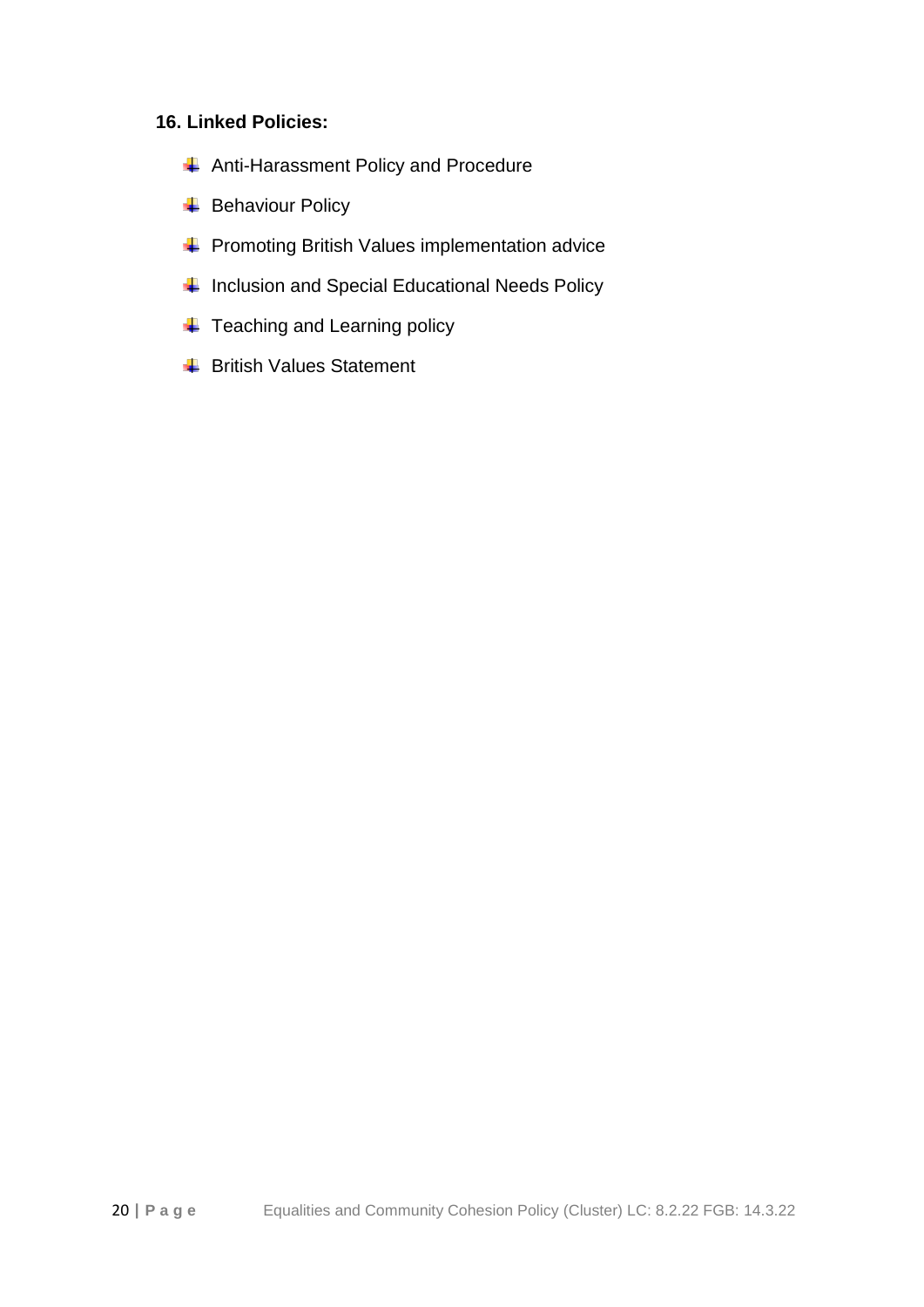### 16. Linked Policies:

- Anti-Harassment Policy and Procedure
- Behaviour Policy
- Promoting British Values implementation advice
- Inclusion and Special Educational Needs Policy
- Teaching and Learning policy
- British Values Statement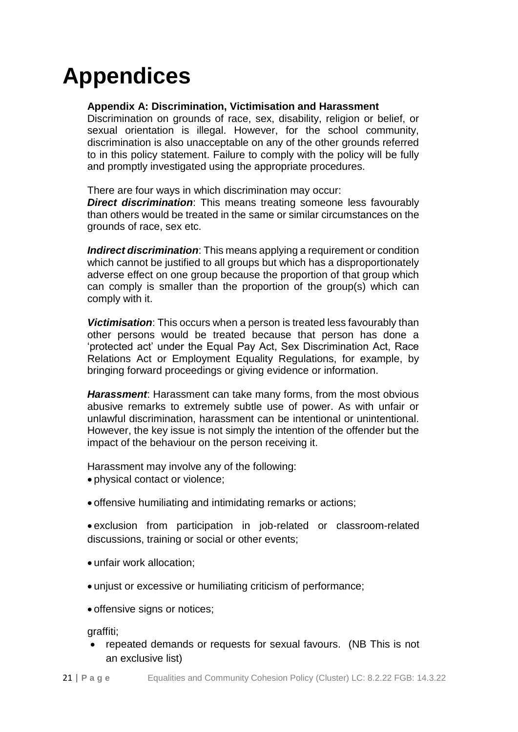# Appendices

**Appendix A: Discrimination, Victimisation and Harassment**

Discrimination on grounds of race, sex, disability, religion or belief, or sexual orientation is illegal. However, for the school community, discrimination is also unacceptable on any of the other grounds referred to in this policy statement. Failure to comply with the policy will be fully and promptly investigated using the appropriate procedures.

There are four ways in which discrimination may occur:

***Direct discrimination***: This means treating someone less favourably than others would be treated in the same or similar circumstances on the grounds of race, sex etc.

***Indirect discrimination***: This means applying a requirement or condition which cannot be justified to all groups but which has a disproportionately adverse effect on one group because the proportion of that group which can comply is smaller than the proportion of the group(s) which can comply with it.

***Victimisation***: This occurs when a person is treated less favourably than other persons would be treated because that person has done a 'protected act' under the Equal Pay Act, Sex Discrimination Act, Race Relations Act or Employment Equality Regulations, for example, by bringing forward proceedings or giving evidence or information.

***Harassment***: Harassment can take many forms, from the most obvious abusive remarks to extremely subtle use of power. As with unfair or unlawful discrimination, harassment can be intentional or unintentional. However, the key issue is not simply the intention of the offender but the impact of the behaviour on the person receiving it.

Harassment may involve any of the following:

- physical contact or violence;
- offensive humiliating and intimidating remarks or actions;
- exclusion from participation in job-related or classroom-related discussions, training or social or other events;
- unfair work allocation;
- unjust or excessive or humiliating criticism of performance;
- offensive signs or notices;

graffiti;

- repeated demands or requests for sexual favours. (NB This is not an exclusive list)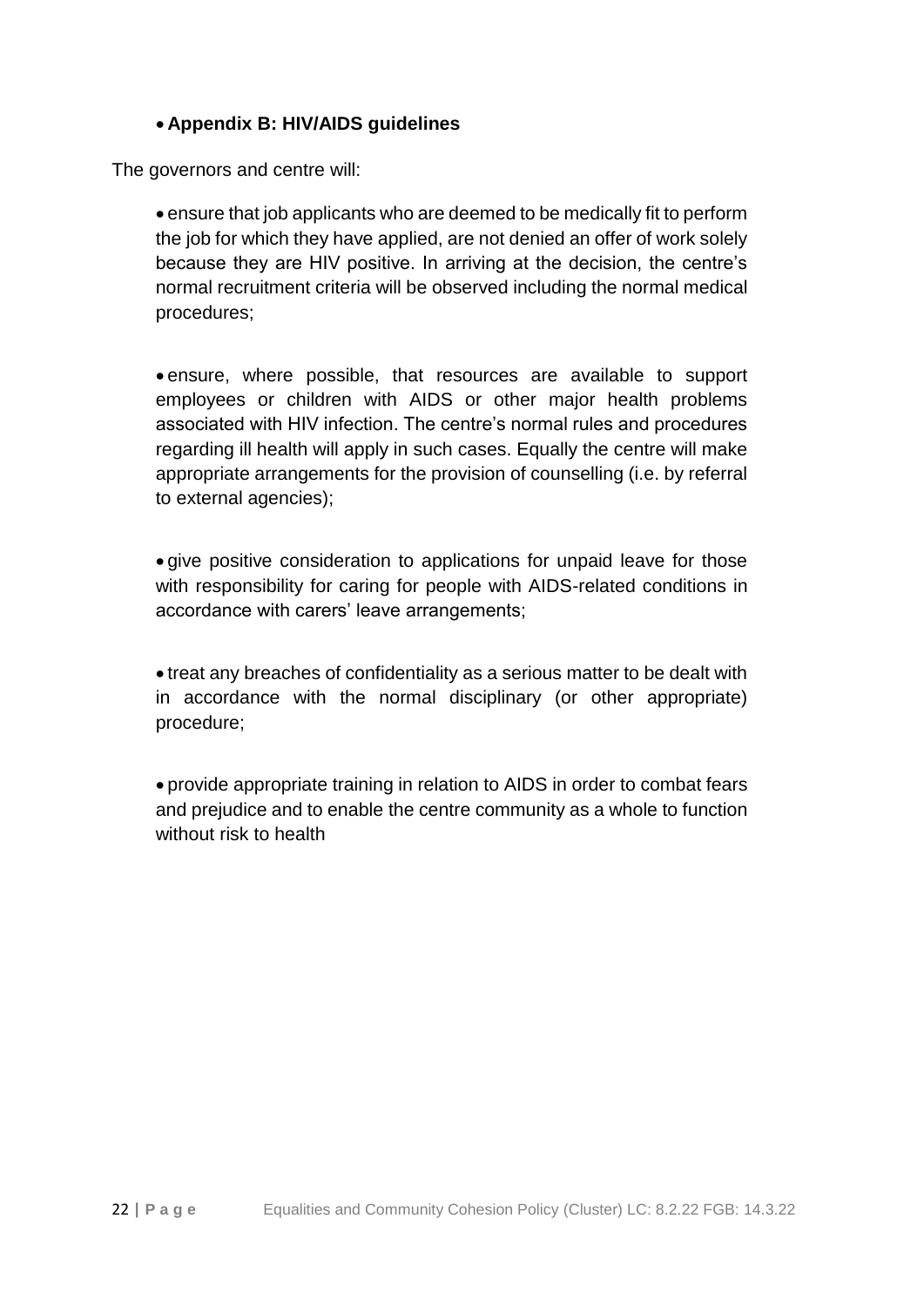- **Appendix B: HIV/AIDS guidelines**

The governors and centre will:

- ensure that job applicants who are deemed to be medically fit to perform the job for which they have applied, are not denied an offer of work solely because they are HIV positive. In arriving at the decision, the centre's normal recruitment criteria will be observed including the normal medical procedures;

- ensure, where possible, that resources are available to support employees or children with AIDS or other major health problems associated with HIV infection. The centre's normal rules and procedures regarding ill health will apply in such cases. Equally the centre will make appropriate arrangements for the provision of counselling (i.e. by referral to external agencies);

- give positive consideration to applications for unpaid leave for those with responsibility for caring for people with AIDS-related conditions in accordance with carers' leave arrangements;

- treat any breaches of confidentiality as a serious matter to be dealt with in accordance with the normal disciplinary (or other appropriate) procedure;

- provide appropriate training in relation to AIDS in order to combat fears and prejudice and to enable the centre community as a whole to function without risk to health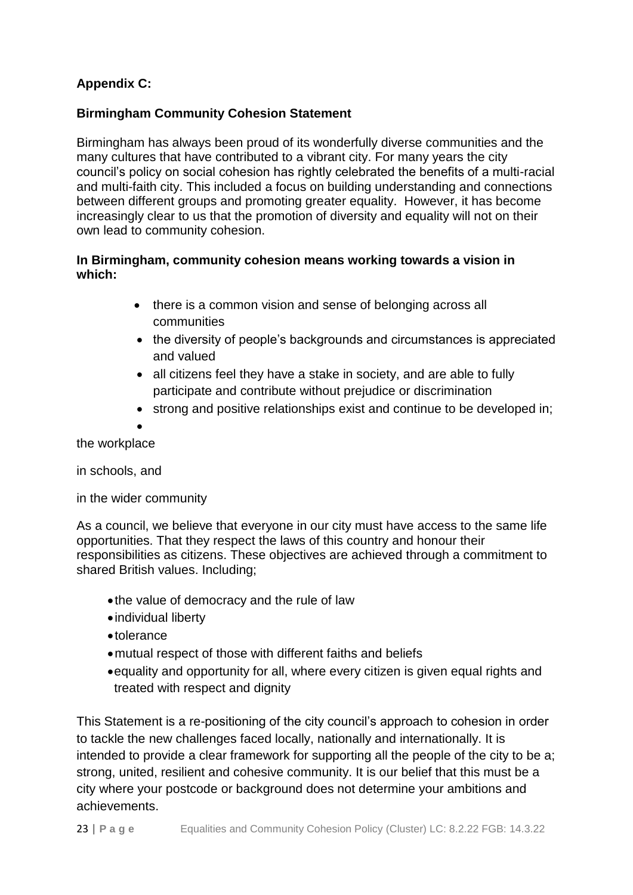**Appendix C:**

**Birmingham Community Cohesion Statement**

Birmingham has always been proud of its wonderfully diverse communities and the many cultures that have contributed to a vibrant city. For many years the city council's policy on social cohesion has rightly celebrated the benefits of a multi-racial and multi-faith city. This included a focus on building understanding and connections between different groups and promoting greater equality. However, it has become increasingly clear to us that the promotion of diversity and equality will not on their own lead to community cohesion.

**In Birmingham, community cohesion means working towards a vision in which:**

- there is a common vision and sense of belonging across all communities
- the diversity of people's backgrounds and circumstances is appreciated and valued
- all citizens feel they have a stake in society, and are able to fully participate and contribute without prejudice or discrimination
- strong and positive relationships exist and continue to be developed in;
- 

the workplace

in schools, and

in the wider community

As a council, we believe that everyone in our city must have access to the same life opportunities. That they respect the laws of this country and honour their responsibilities as citizens. These objectives are achieved through a commitment to shared British values. Including;

- the value of democracy and the rule of law
- individual liberty
- tolerance
- mutual respect of those with different faiths and beliefs
- equality and opportunity for all, where every citizen is given equal rights and treated with respect and dignity

This Statement is a re-positioning of the city council's approach to cohesion in order to tackle the new challenges faced locally, nationally and internationally. It is intended to provide a clear framework for supporting all the people of the city to be a; strong, united, resilient and cohesive community. It is our belief that this must be a city where your postcode or background does not determine your ambitions and achievements.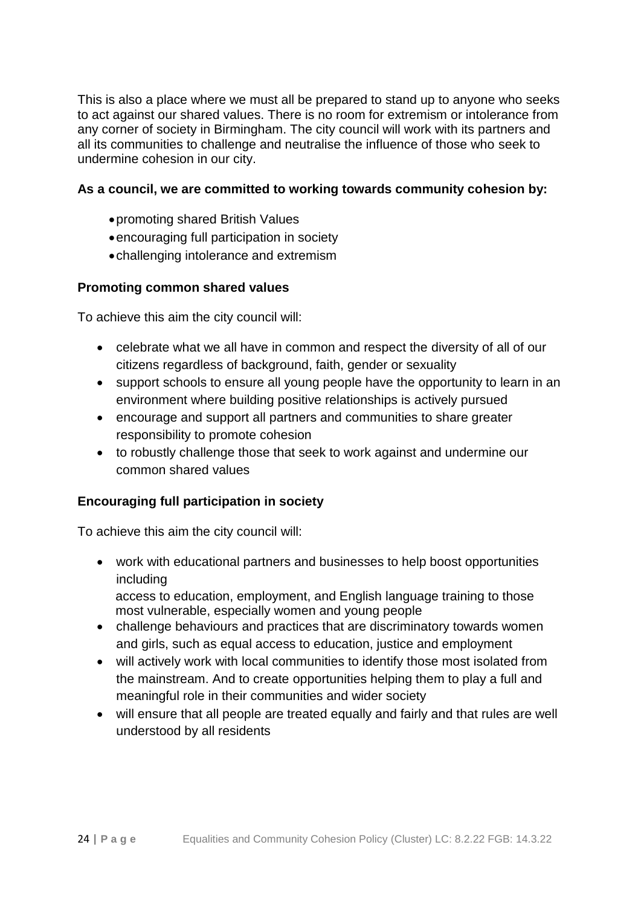This is also a place where we must all be prepared to stand up to anyone who seeks to act against our shared values. There is no room for extremism or intolerance from any corner of society in Birmingham. The city council will work with its partners and all its communities to challenge and neutralise the influence of those who seek to undermine cohesion in our city.

**As a council, we are committed to working towards community cohesion by:**

- promoting shared British Values
- encouraging full participation in society
- challenging intolerance and extremism

**Promoting common shared values**

To achieve this aim the city council will:

- celebrate what we all have in common and respect the diversity of all of our citizens regardless of background, faith, gender or sexuality
- support schools to ensure all young people have the opportunity to learn in an environment where building positive relationships is actively pursued
- encourage and support all partners and communities to share greater responsibility to promote cohesion
- to robustly challenge those that seek to work against and undermine our common shared values

**Encouraging full participation in society**

To achieve this aim the city council will:

- work with educational partners and businesses to help boost opportunities including
  access to education, employment, and English language training to those most vulnerable, especially women and young people
- challenge behaviours and practices that are discriminatory towards women and girls, such as equal access to education, justice and employment
- will actively work with local communities to identify those most isolated from the mainstream. And to create opportunities helping them to play a full and meaningful role in their communities and wider society
- will ensure that all people are treated equally and fairly and that rules are well understood by all residents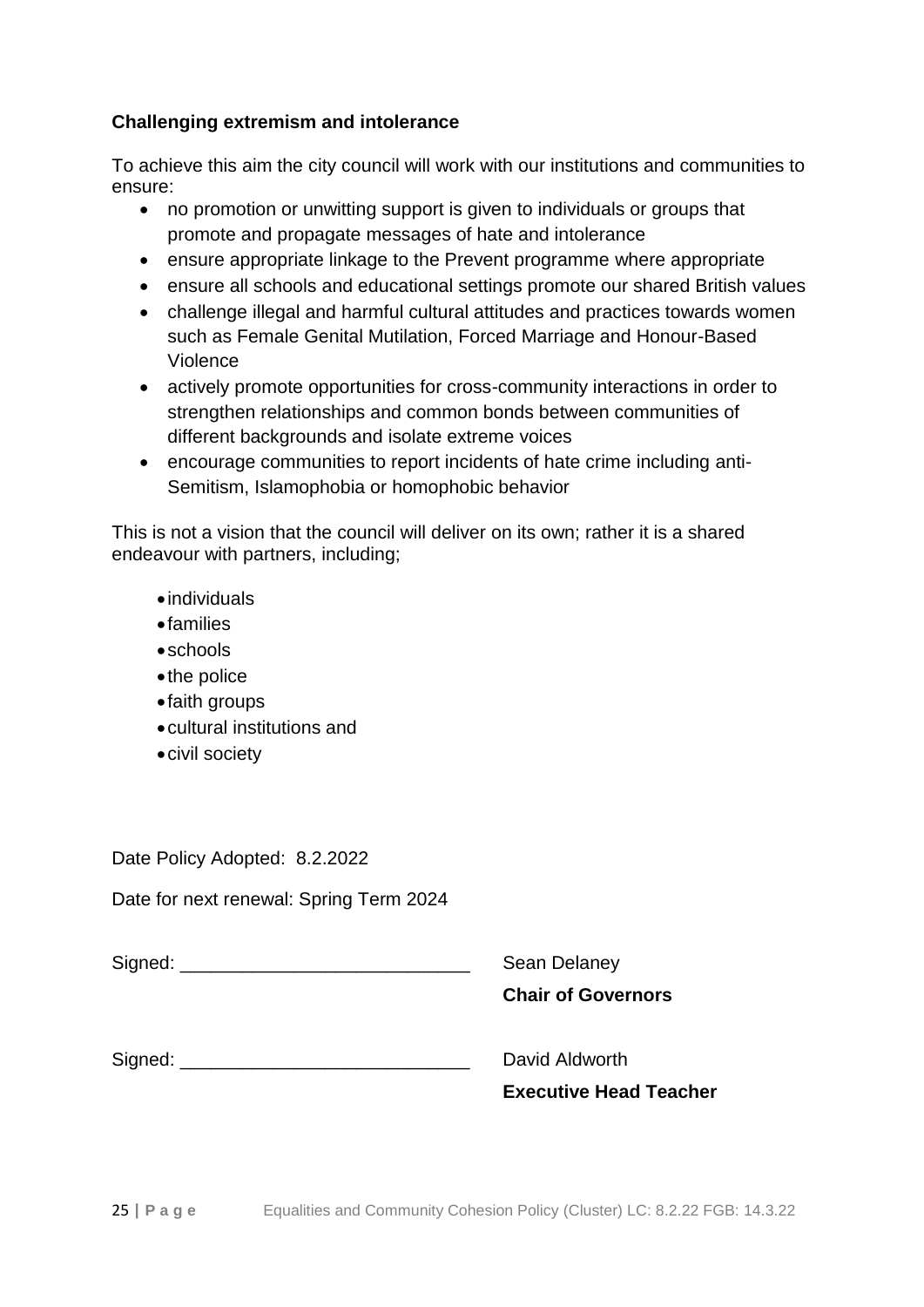**Challenging extremism and intolerance**

To achieve this aim the city council will work with our institutions and communities to ensure:

- no promotion or unwitting support is given to individuals or groups that promote and propagate messages of hate and intolerance
- ensure appropriate linkage to the Prevent programme where appropriate
- ensure all schools and educational settings promote our shared British values
- challenge illegal and harmful cultural attitudes and practices towards women such as Female Genital Mutilation, Forced Marriage and Honour-Based Violence
- actively promote opportunities for cross-community interactions in order to strengthen relationships and common bonds between communities of different backgrounds and isolate extreme voices
- encourage communities to report incidents of hate crime including anti-Semitism, Islamophobia or homophobic behavior

This is not a vision that the council will deliver on its own; rather it is a shared endeavour with partners, including;

- individuals
- families
- schools
- the police
- faith groups
- cultural institutions and
- civil society

Date Policy Adopted: 8.2.2022

Date for next renewal: Spring Term 2024

Signed: ____________________________ Sean Delaney

**Chair of Governors**

Signed: ____________________________ David Aldworth

**Executive Head Teacher**